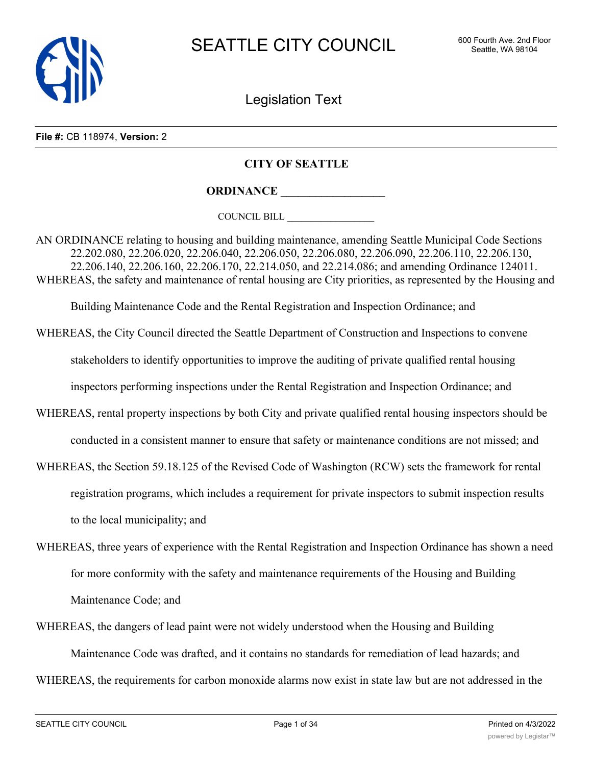File #: CB 118974, Version: 2

# CITY OF SEATTLE

## ORDINANCE __________________

COUNCIL BILL __________________

AN ORDINANCE relating to housing and building maintenance, amending Seattle Municipal Code Sections 22.202.080, 22.206.020, 22.206.040, 22.206.050, 22.206.080, 22.206.090, 22.206.110, 22.206.130, 22.206.140, 22.206.160, 22.206.170, 22.214.050, and 22.214.086; and amending Ordinance 124011.

WHEREAS, the safety and maintenance of rental housing are City priorities, as represented by the Housing and Building Maintenance Code and the Rental Registration and Inspection Ordinance; and

WHEREAS, the City Council directed the Seattle Department of Construction and Inspections to convene stakeholders to identify opportunities to improve the auditing of private qualified rental housing inspectors performing inspections under the Rental Registration and Inspection Ordinance; and

WHEREAS, rental property inspections by both City and private qualified rental housing inspectors should be conducted in a consistent manner to ensure that safety or maintenance conditions are not missed; and

WHEREAS, the Section 59.18.125 of the Revised Code of Washington (RCW) sets the framework for rental registration programs, which includes a requirement for private inspectors to submit inspection results to the local municipality; and

WHEREAS, three years of experience with the Rental Registration and Inspection Ordinance has shown a need for more conformity with the safety and maintenance requirements of the Housing and Building Maintenance Code; and

WHEREAS, the dangers of lead paint were not widely understood when the Housing and Building Maintenance Code was drafted, and it contains no standards for remediation of lead hazards; and

WHEREAS, the requirements for carbon monoxide alarms now exist in state law but are not addressed in the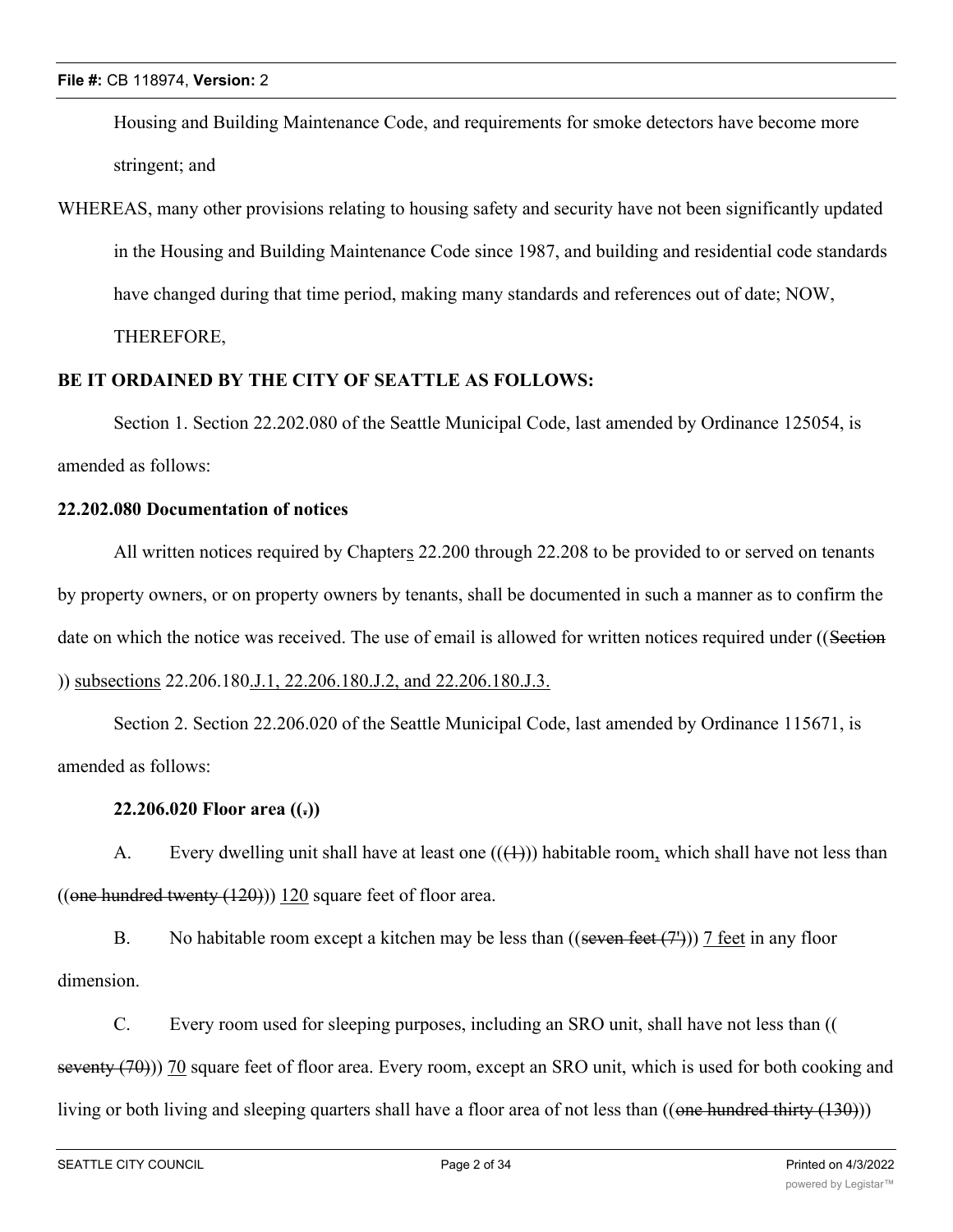Housing and Building Maintenance Code, and requirements for smoke detectors have become more stringent; and

WHEREAS, many other provisions relating to housing safety and security have not been significantly updated in the Housing and Building Maintenance Code since 1987, and building and residential code standards have changed during that time period, making many standards and references out of date; NOW, THEREFORE,

**BE IT ORDAINED BY THE CITY OF SEATTLE AS FOLLOWS:**

Section 1. Section 22.202.080 of the Seattle Municipal Code, last amended by Ordinance 125054, is amended as follows:

**22.202.080 Documentation of notices**

All written notices required by Chapter<u>s</u> 22.200 through 22.208 to be provided to or served on tenants by property owners, or on property owners by tenants, shall be documented in such a manner as to confirm the date on which the notice was received. The use of email is allowed for written notices required under ((~~Section~~ )) <u>subsections</u> 22.206.180<u>.J.1, 22.206.180.J.2, and 22.206.180.J.3.</u>

Section 2. Section 22.206.020 of the Seattle Municipal Code, last amended by Ordinance 115671, is amended as follows:

**22.206.020 Floor area ((~~.~~))**

A. Every dwelling unit shall have at least one ((~~(1)~~)) habitable room<u>,</u> which shall have not less than ((~~one hundred twenty (120)~~)) <u>120</u> square feet of floor area.

B. No habitable room except a kitchen may be less than ((~~seven feet (7')~~)) <u>7 feet</u> in any floor dimension.

C. Every room used for sleeping purposes, including an SRO unit, shall have not less than (( ~~seventy (70)~~)) <u>70</u> square feet of floor area. Every room, except an SRO unit, which is used for both cooking and living or both living and sleeping quarters shall have a floor area of not less than ((~~one hundred thirty (130)~~))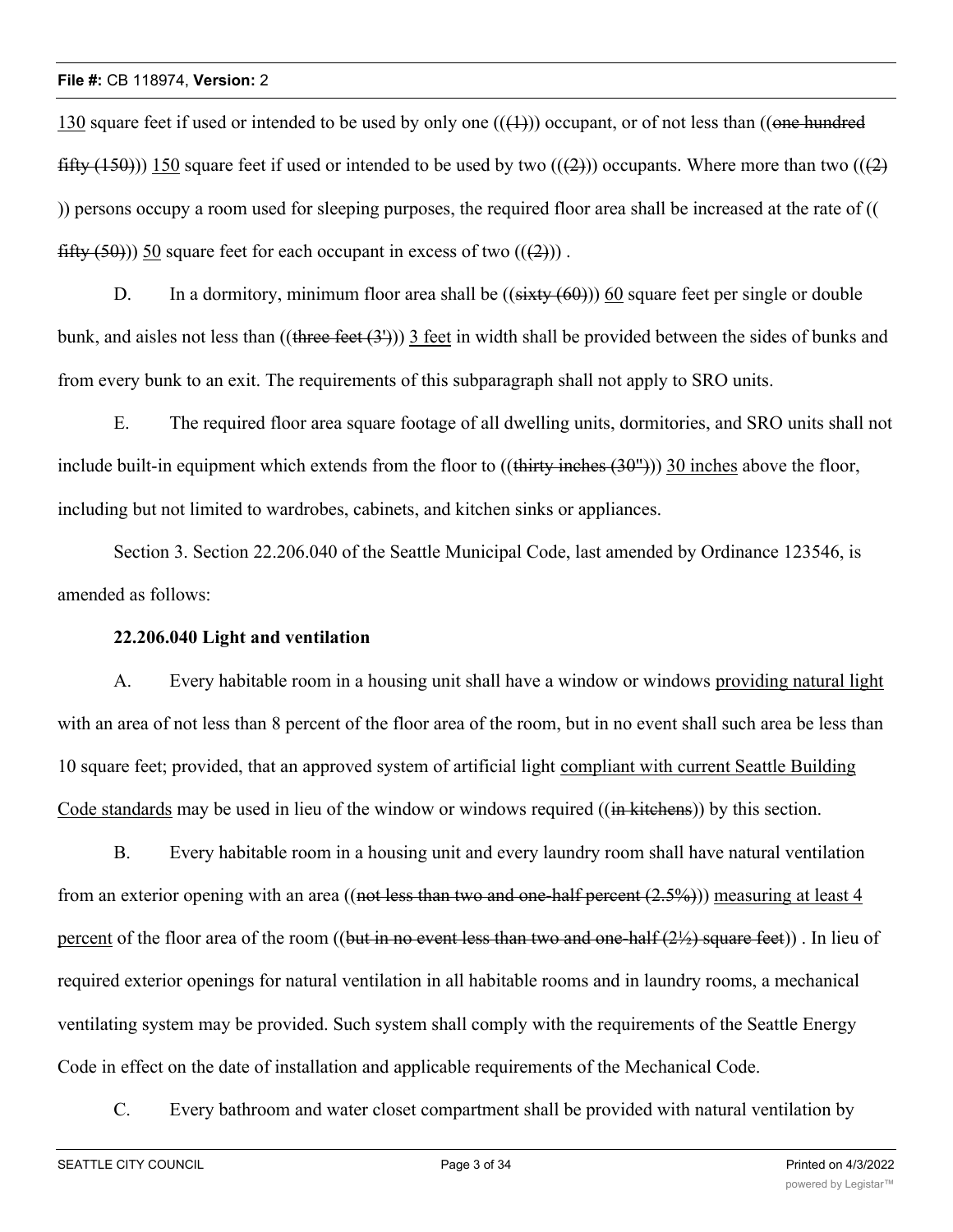130 square feet if used or intended to be used by only one (((1))) occupant, or of not less than ((one hundred fifty (150))) 150 square feet if used or intended to be used by two (((2))) occupants. Where more than two (((2) )) persons occupy a room used for sleeping purposes, the required floor area shall be increased at the rate of (( fifty (50))) 50 square feet for each occupant in excess of two (((2))) .

D. In a dormitory, minimum floor area shall be ((sixty (60))) 60 square feet per single or double bunk, and aisles not less than ((three feet (3'))) 3 feet in width shall be provided between the sides of bunks and from every bunk to an exit. The requirements of this subparagraph shall not apply to SRO units.

E. The required floor area square footage of all dwelling units, dormitories, and SRO units shall not include built-in equipment which extends from the floor to ((thirty inches (30"))) 30 inches above the floor, including but not limited to wardrobes, cabinets, and kitchen sinks or appliances.

Section 3. Section 22.206.040 of the Seattle Municipal Code, last amended by Ordinance 123546, is amended as follows:

**22.206.040 Light and ventilation**

A. Every habitable room in a housing unit shall have a window or windows providing natural light with an area of not less than 8 percent of the floor area of the room, but in no event shall such area be less than 10 square feet; provided, that an approved system of artificial light compliant with current Seattle Building Code standards may be used in lieu of the window or windows required ((in kitchens)) by this section.

B. Every habitable room in a housing unit and every laundry room shall have natural ventilation from an exterior opening with an area ((not less than two and one-half percent (2.5%))) measuring at least 4 percent of the floor area of the room ((but in no event less than two and one-half (2½) square feet)) . In lieu of required exterior openings for natural ventilation in all habitable rooms and in laundry rooms, a mechanical ventilating system may be provided. Such system shall comply with the requirements of the Seattle Energy Code in effect on the date of installation and applicable requirements of the Mechanical Code.

C. Every bathroom and water closet compartment shall be provided with natural ventilation by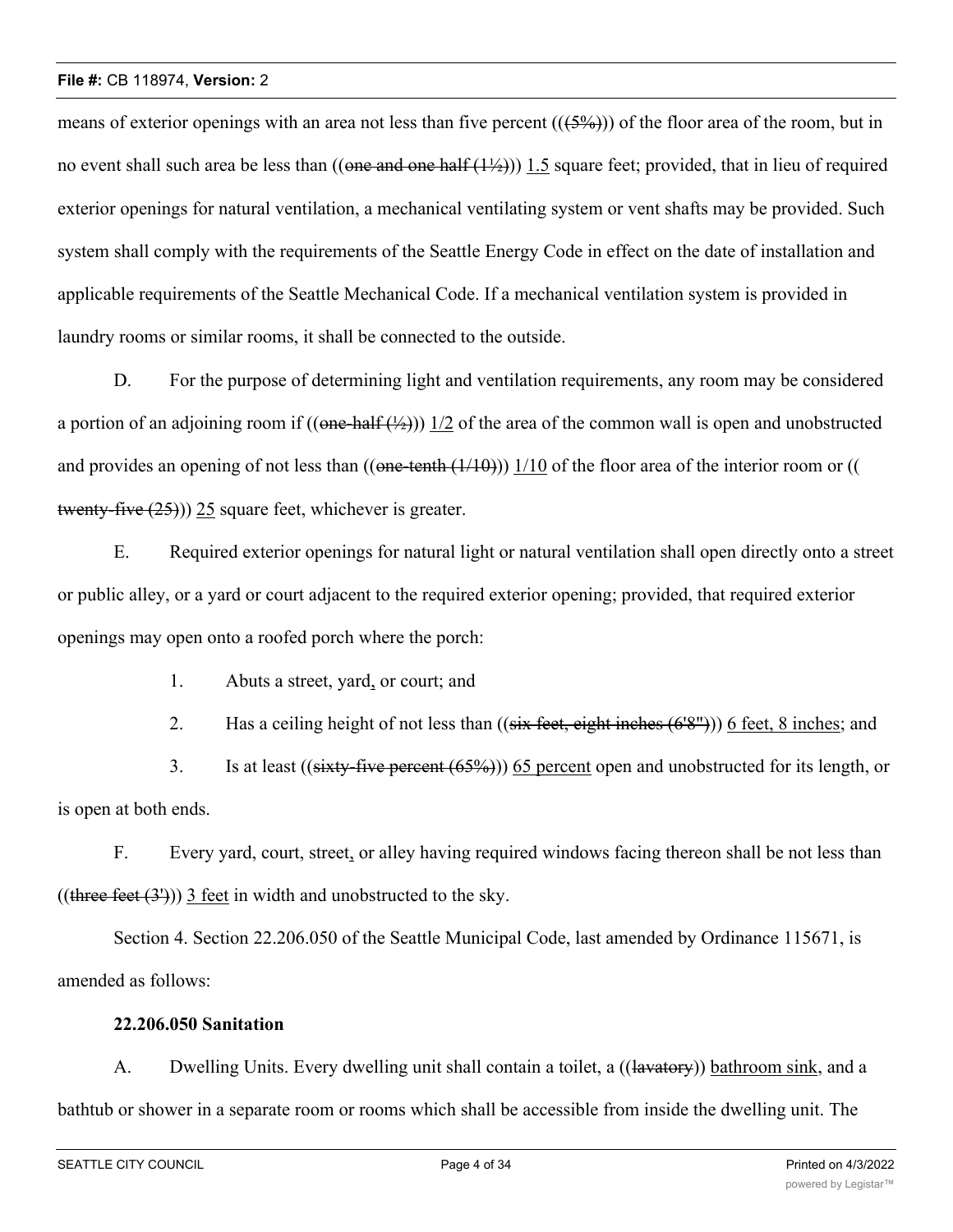means of exterior openings with an area not less than five percent (((5%))) of the floor area of the room, but in no event shall such area be less than ((one and one half (1½))) 1.5 square feet; provided, that in lieu of required exterior openings for natural ventilation, a mechanical ventilating system or vent shafts may be provided. Such system shall comply with the requirements of the Seattle Energy Code in effect on the date of installation and applicable requirements of the Seattle Mechanical Code. If a mechanical ventilation system is provided in laundry rooms or similar rooms, it shall be connected to the outside.

D. For the purpose of determining light and ventilation requirements, any room may be considered a portion of an adjoining room if ((one-half (½))) 1/2 of the area of the common wall is open and unobstructed and provides an opening of not less than ((one-tenth (1/10))) 1/10 of the floor area of the interior room or ((twenty-five (25))) 25 square feet, whichever is greater.

E. Required exterior openings for natural light or natural ventilation shall open directly onto a street or public alley, or a yard or court adjacent to the required exterior opening; provided, that required exterior openings may open onto a roofed porch where the porch:

1. Abuts a street, yard, or court; and

2. Has a ceiling height of not less than ((six feet, eight inches (6'8"))) 6 feet, 8 inches; and

3. Is at least ((sixty-five percent (65%))) 65 percent open and unobstructed for its length, or is open at both ends.

F. Every yard, court, street, or alley having required windows facing thereon shall be not less than ((three feet (3'))) 3 feet in width and unobstructed to the sky.

Section 4. Section 22.206.050 of the Seattle Municipal Code, last amended by Ordinance 115671, is amended as follows:

**22.206.050 Sanitation**

A. Dwelling Units. Every dwelling unit shall contain a toilet, a ((lavatory)) bathroom sink, and a bathtub or shower in a separate room or rooms which shall be accessible from inside the dwelling unit. The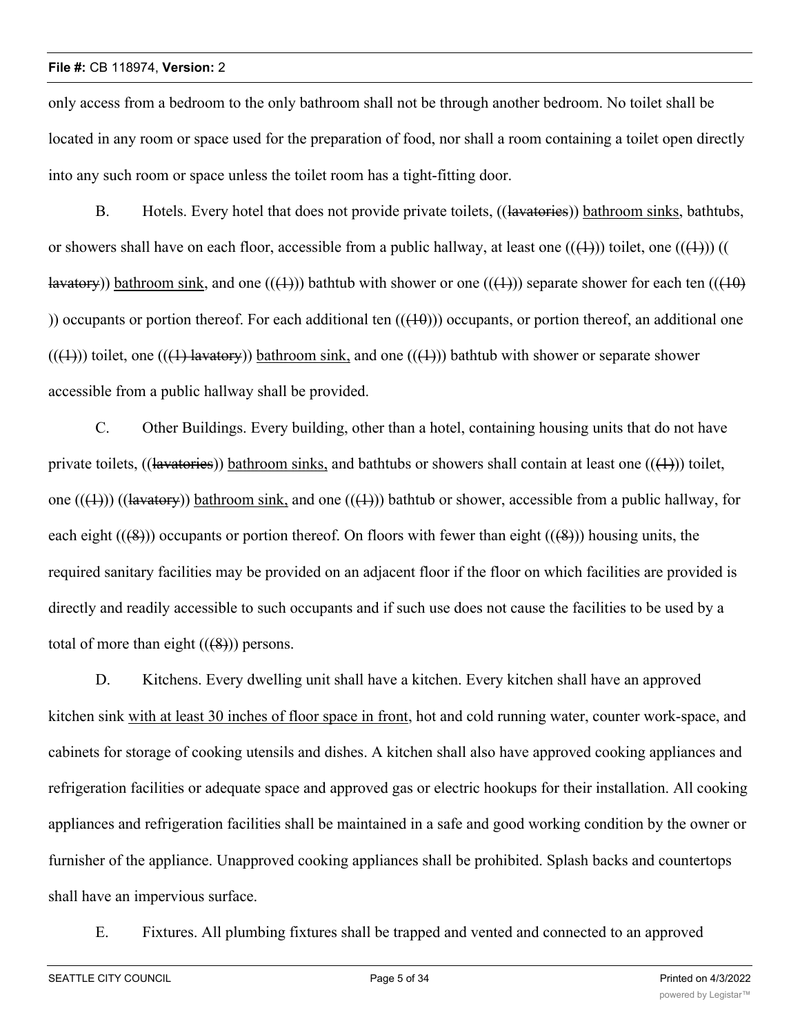only access from a bedroom to the only bathroom shall not be through another bedroom. No toilet shall be located in any room or space used for the preparation of food, nor shall a room containing a toilet open directly into any such room or space unless the toilet room has a tight-fitting door.

B. Hotels. Every hotel that does not provide private toilets, ((~~lavatories~~)) <u>bathroom sinks,</u> bathtubs, or showers shall have on each floor, accessible from a public hallway, at least one ((~~(1)~~)) toilet, one ((~~(1)~~)) ((~~lavatory~~)) <u>bathroom sink,</u> and one ((~~(1)~~)) bathtub with shower or one ((~~(1)~~)) separate shower for each ten ((~~(10)~~)) occupants or portion thereof. For each additional ten ((~~(10)~~)) occupants, or portion thereof, an additional one ((~~(1)~~)) toilet, one ((~~(1) lavatory~~)) <u>bathroom sink,</u> and one ((~~(1)~~)) bathtub with shower or separate shower accessible from a public hallway shall be provided.

C. Other Buildings. Every building, other than a hotel, containing housing units that do not have private toilets, ((~~lavatories~~)) <u>bathroom sinks,</u> and bathtubs or showers shall contain at least one ((~~(1)~~)) toilet, one ((~~(1)~~)) ((~~lavatory~~)) <u>bathroom sink,</u> and one ((~~(1)~~)) bathtub or shower, accessible from a public hallway, for each eight ((~~(8)~~)) occupants or portion thereof. On floors with fewer than eight ((~~(8)~~)) housing units, the required sanitary facilities may be provided on an adjacent floor if the floor on which facilities are provided is directly and readily accessible to such occupants and if such use does not cause the facilities to be used by a total of more than eight ((~~(8)~~)) persons.

D. Kitchens. Every dwelling unit shall have a kitchen. Every kitchen shall have an approved kitchen sink <u>with at least 30 inches of floor space in front,</u> hot and cold running water, counter work-space, and cabinets for storage of cooking utensils and dishes. A kitchen shall also have approved cooking appliances and refrigeration facilities or adequate space and approved gas or electric hookups for their installation. All cooking appliances and refrigeration facilities shall be maintained in a safe and good working condition by the owner or furnisher of the appliance. Unapproved cooking appliances shall be prohibited. Splash backs and countertops shall have an impervious surface.

E. Fixtures. All plumbing fixtures shall be trapped and vented and connected to an approved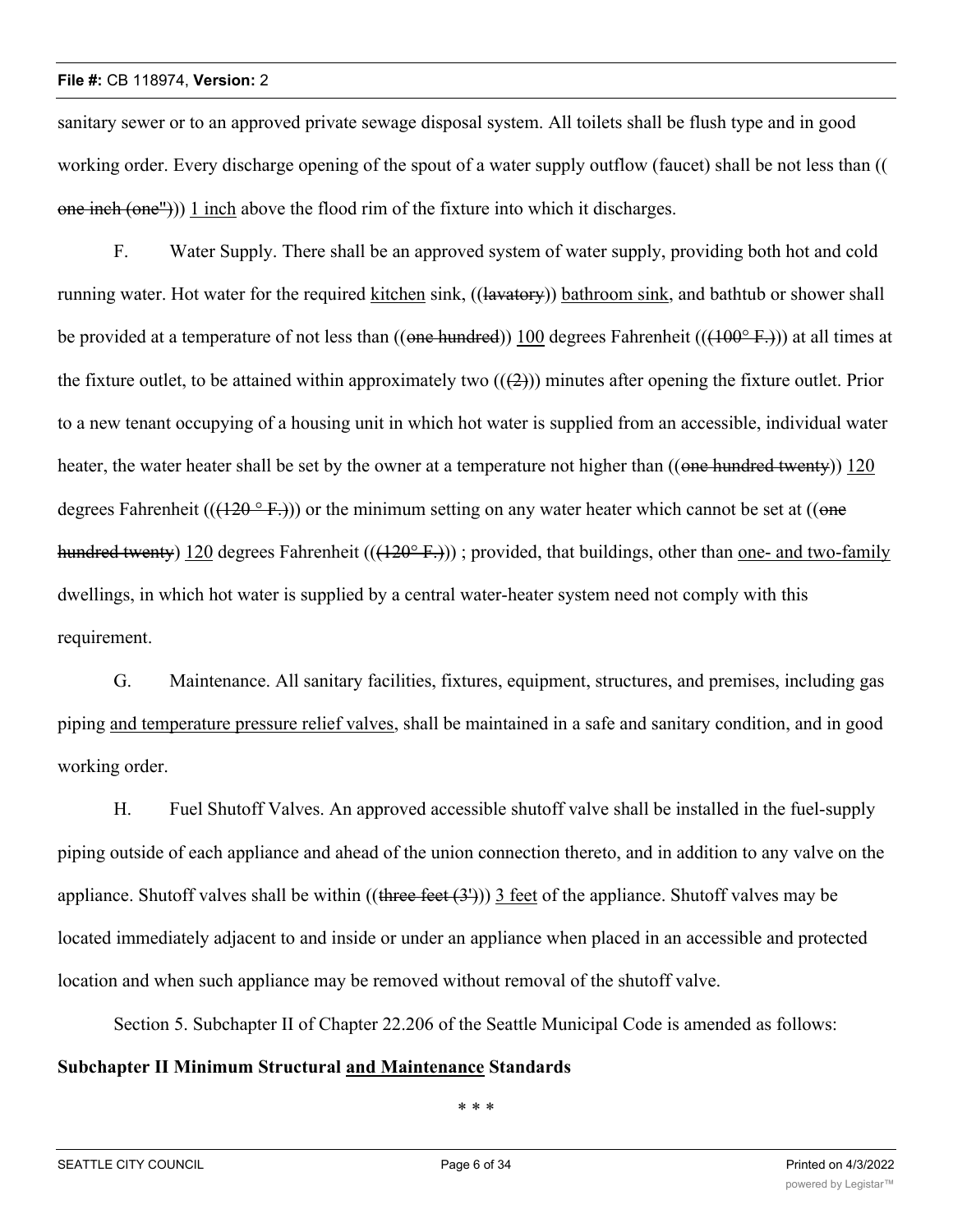sanitary sewer or to an approved private sewage disposal system. All toilets shall be flush type and in good working order. Every discharge opening of the spout of a water supply outflow (faucet) shall be not less than ((~~one inch (one")~~)) <u>1 inch</u> above the flood rim of the fixture into which it discharges.

F. Water Supply. There shall be an approved system of water supply, providing both hot and cold running water. Hot water for the required <u>kitchen</u> sink, ((~~lavatory~~)) <u>bathroom sink</u>, and bathtub or shower shall be provided at a temperature of not less than ((~~one hundred~~)) <u>100</u> degrees Fahrenheit ((~~(100° F.)~~)) at all times at the fixture outlet, to be attained within approximately two ((~~(2)~~)) minutes after opening the fixture outlet. Prior to a new tenant occupying of a housing unit in which hot water is supplied from an accessible, individual water heater, the water heater shall be set by the owner at a temperature not higher than ((~~one hundred twenty~~)) <u>120</u> degrees Fahrenheit ((~~(120 ° F.)~~)) or the minimum setting on any water heater which cannot be set at ((~~one hundred twenty~~) <u>120</u> degrees Fahrenheit ((~~(120° F.)~~)) ; provided, that buildings, other than <u>one- and two-family</u> dwellings, in which hot water is supplied by a central water-heater system need not comply with this requirement.

G. Maintenance. All sanitary facilities, fixtures, equipment, structures, and premises, including gas piping <u>and temperature pressure relief valves</u>, shall be maintained in a safe and sanitary condition, and in good working order.

H. Fuel Shutoff Valves. An approved accessible shutoff valve shall be installed in the fuel-supply piping outside of each appliance and ahead of the union connection thereto, and in addition to any valve on the appliance. Shutoff valves shall be within ((~~three feet (3')~~)) <u>3 feet</u> of the appliance. Shutoff valves may be located immediately adjacent to and inside or under an appliance when placed in an accessible and protected location and when such appliance may be removed without removal of the shutoff valve.

Section 5. Subchapter II of Chapter 22.206 of the Seattle Municipal Code is amended as follows:

**Subchapter II Minimum Structural <u>and Maintenance</u> Standards**

* * *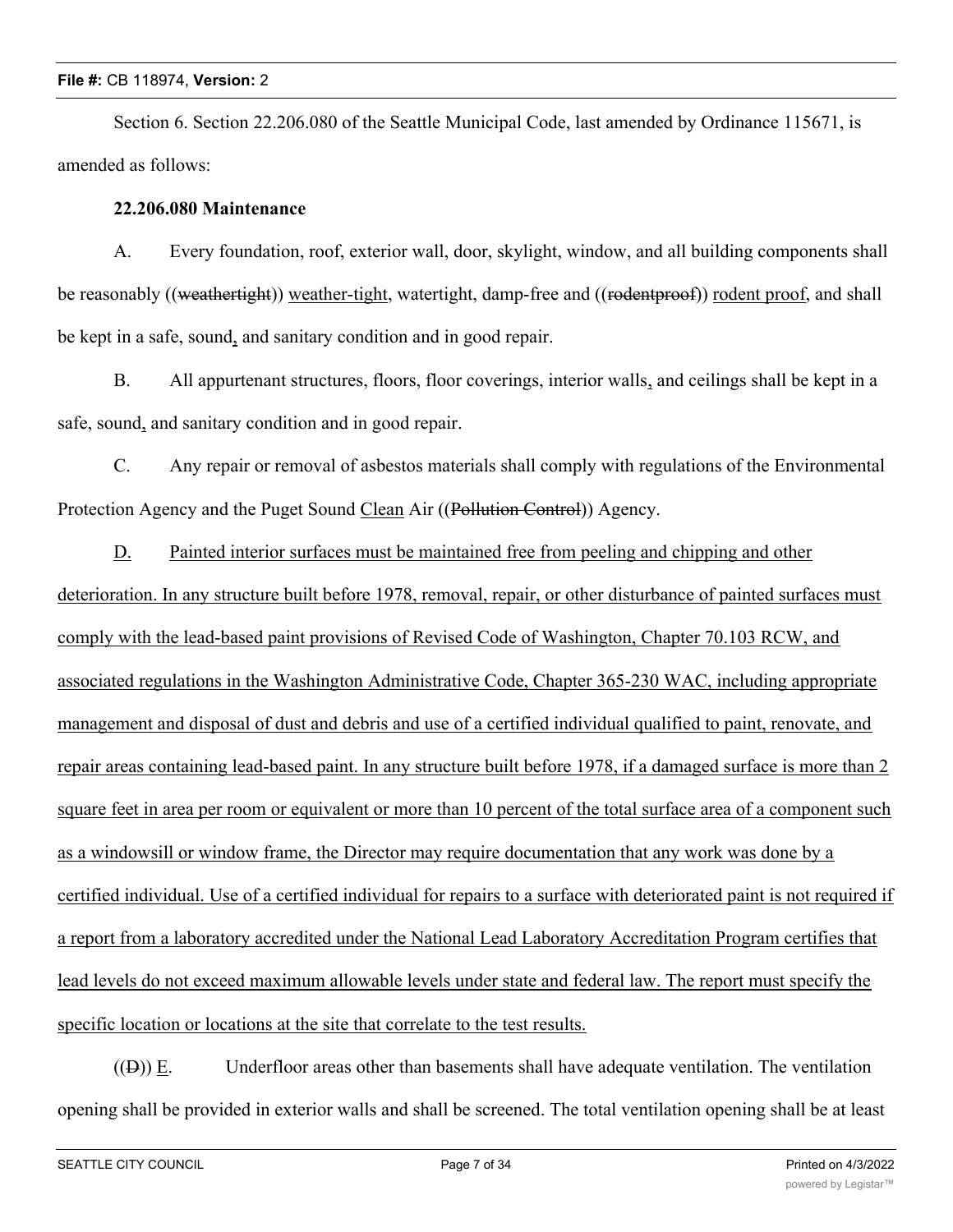Section 6. Section 22.206.080 of the Seattle Municipal Code, last amended by Ordinance 115671, is amended as follows:

**22.206.080 Maintenance**

A. Every foundation, roof, exterior wall, door, skylight, window, and all building components shall be reasonably ((~~weathertight~~)) <u>weather-tight</u>, watertight, damp-free and ((~~rodentproof~~)) <u>rodent proof</u>, and shall be kept in a safe, sound<u>,</u> and sanitary condition and in good repair.

B. All appurtenant structures, floors, floor coverings, interior walls<u>,</u> and ceilings shall be kept in a safe, sound<u>,</u> and sanitary condition and in good repair.

C. Any repair or removal of asbestos materials shall comply with regulations of the Environmental Protection Agency and the Puget Sound <u>Clean</u> Air ((~~Pollution Control~~)) Agency.

<u>D. Painted interior surfaces must be maintained free from peeling and chipping and other deterioration. In any structure built before 1978, removal, repair, or other disturbance of painted surfaces must comply with the lead-based paint provisions of Revised Code of Washington, Chapter 70.103 RCW, and associated regulations in the Washington Administrative Code, Chapter 365-230 WAC, including appropriate management and disposal of dust and debris and use of a certified individual qualified to paint, renovate, and repair areas containing lead-based paint. In any structure built before 1978, if a damaged surface is more than 2 square feet in area per room or equivalent or more than 10 percent of the total surface area of a component such as a windowsill or window frame, the Director may require documentation that any work was done by a certified individual. Use of a certified individual for repairs to a surface with deteriorated paint is not required if a report from a laboratory accredited under the National Lead Laboratory Accreditation Program certifies that lead levels do not exceed maximum allowable levels under state and federal law. The report must specify the specific location or locations at the site that correlate to the test results.</u>

((~~D~~)) <u>E</u>. Underfloor areas other than basements shall have adequate ventilation. The ventilation opening shall be provided in exterior walls and shall be screened. The total ventilation opening shall be at least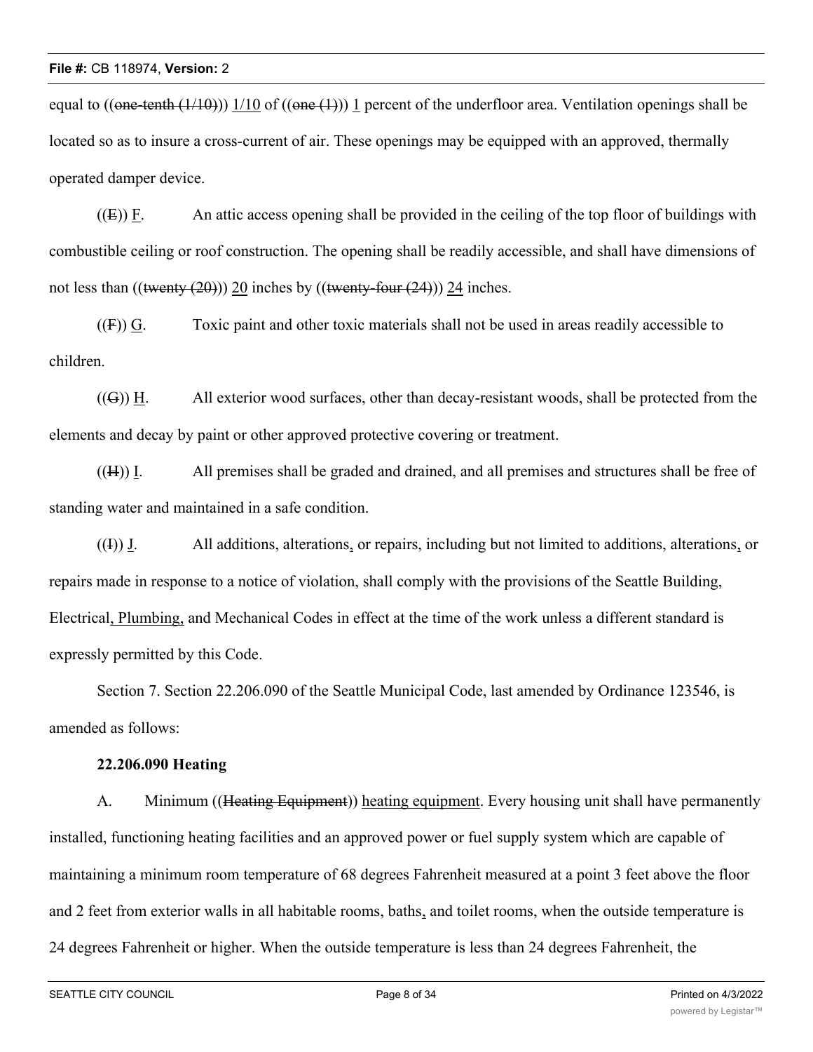equal to ((~~one-tenth (1/10)~~)) 1/10 of ((~~one (1)~~)) 1 percent of the underfloor area. Ventilation openings shall be located so as to insure a cross-current of air. These openings may be equipped with an approved, thermally operated damper device.

((~~E~~)) F. An attic access opening shall be provided in the ceiling of the top floor of buildings with combustible ceiling or roof construction. The opening shall be readily accessible, and shall have dimensions of not less than ((~~twenty (20)~~)) 20 inches by ((~~twenty-four (24)~~)) 24 inches.

((~~F~~)) G. Toxic paint and other toxic materials shall not be used in areas readily accessible to children.

((~~G~~)) H. All exterior wood surfaces, other than decay-resistant woods, shall be protected from the elements and decay by paint or other approved protective covering or treatment.

((~~H~~)) I. All premises shall be graded and drained, and all premises and structures shall be free of standing water and maintained in a safe condition.

((~~I~~)) J. All additions, alterations, or repairs, including but not limited to additions, alterations, or repairs made in response to a notice of violation, shall comply with the provisions of the Seattle Building, Electrical, Plumbing, and Mechanical Codes in effect at the time of the work unless a different standard is expressly permitted by this Code.

Section 7. Section 22.206.090 of the Seattle Municipal Code, last amended by Ordinance 123546, is amended as follows:

**22.206.090 Heating**

A. Minimum ((~~Heating Equipment~~)) heating equipment. Every housing unit shall have permanently installed, functioning heating facilities and an approved power or fuel supply system which are capable of maintaining a minimum room temperature of 68 degrees Fahrenheit measured at a point 3 feet above the floor and 2 feet from exterior walls in all habitable rooms, baths, and toilet rooms, when the outside temperature is 24 degrees Fahrenheit or higher. When the outside temperature is less than 24 degrees Fahrenheit, the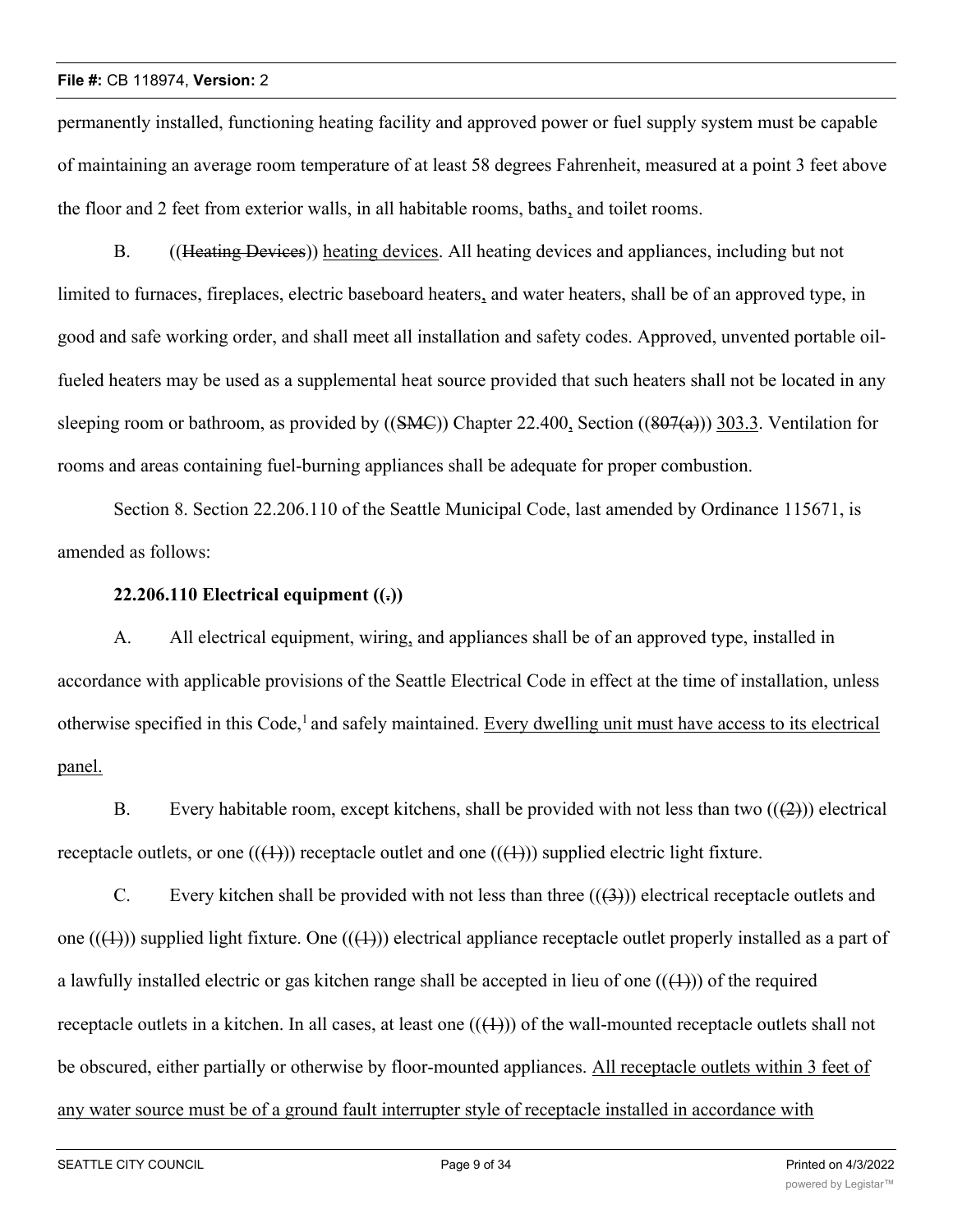permanently installed, functioning heating facility and approved power or fuel supply system must be capable of maintaining an average room temperature of at least 58 degrees Fahrenheit, measured at a point 3 feet above the floor and 2 feet from exterior walls, in all habitable rooms, baths, and toilet rooms.

B. ((~~Heating Devices~~)) heating devices. All heating devices and appliances, including but not limited to furnaces, fireplaces, electric baseboard heaters, and water heaters, shall be of an approved type, in good and safe working order, and shall meet all installation and safety codes. Approved, unvented portable oil-fueled heaters may be used as a supplemental heat source provided that such heaters shall not be located in any sleeping room or bathroom, as provided by ((~~SMC~~)) Chapter 22.400, Section ((~~807(a)~~)) 303.3. Ventilation for rooms and areas containing fuel-burning appliances shall be adequate for proper combustion.

Section 8. Section 22.206.110 of the Seattle Municipal Code, last amended by Ordinance 115671, is amended as follows:

**22.206.110 Electrical equipment ((~~.~~))**

A. All electrical equipment, wiring, and appliances shall be of an approved type, installed in accordance with applicable provisions of the Seattle Electrical Code in effect at the time of installation, unless otherwise specified in this Code,[1] and safely maintained. Every dwelling unit must have access to its electrical panel.

B. Every habitable room, except kitchens, shall be provided with not less than two ((~~(2)~~)) electrical receptacle outlets, or one ((~~(1)~~)) receptacle outlet and one ((~~(1)~~)) supplied electric light fixture.

C. Every kitchen shall be provided with not less than three ((~~(3)~~)) electrical receptacle outlets and one ((~~(1)~~)) supplied light fixture. One ((~~(1)~~)) electrical appliance receptacle outlet properly installed as a part of a lawfully installed electric or gas kitchen range shall be accepted in lieu of one ((~~(1)~~)) of the required receptacle outlets in a kitchen. In all cases, at least one ((~~(1)~~)) of the wall-mounted receptacle outlets shall not be obscured, either partially or otherwise by floor-mounted appliances. All receptacle outlets within 3 feet of any water source must be of a ground fault interrupter style of receptacle installed in accordance with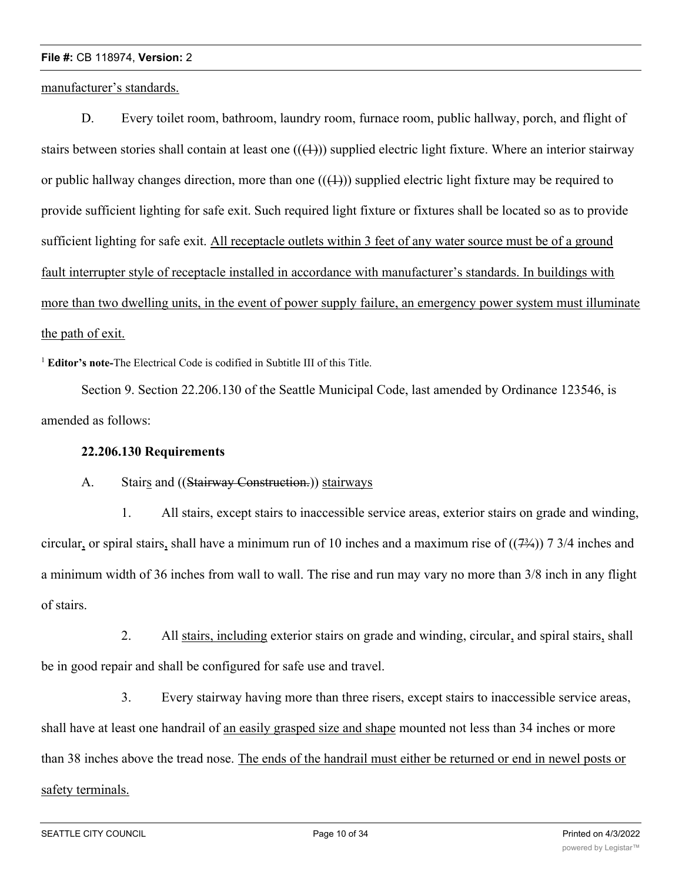manufacturer's standards.

D. Every toilet room, bathroom, laundry room, furnace room, public hallway, porch, and flight of stairs between stories shall contain at least one (((1))) supplied electric light fixture. Where an interior stairway or public hallway changes direction, more than one (((1))) supplied electric light fixture may be required to provide sufficient lighting for safe exit. Such required light fixture or fixtures shall be located so as to provide sufficient lighting for safe exit. All receptacle outlets within 3 feet of any water source must be of a ground fault interrupter style of receptacle installed in accordance with manufacturer's standards. In buildings with more than two dwelling units, in the event of power supply failure, an emergency power system must illuminate the path of exit.

[1] **Editor's note-**The Electrical Code is codified in Subtitle III of this Title.

Section 9. Section 22.206.130 of the Seattle Municipal Code, last amended by Ordinance 123546, is amended as follows:

**22.206.130 Requirements**

A. Stairs and ((Stairway Construction.)) stairways

1. All stairs, except stairs to inaccessible service areas, exterior stairs on grade and winding, circular, or spiral stairs, shall have a minimum run of 10 inches and a maximum rise of ((7¾)) 7 3/4 inches and a minimum width of 36 inches from wall to wall. The rise and run may vary no more than 3/8 inch in any flight of stairs.

2. All stairs, including exterior stairs on grade and winding, circular, and spiral stairs, shall be in good repair and shall be configured for safe use and travel.

3. Every stairway having more than three risers, except stairs to inaccessible service areas, shall have at least one handrail of an easily grasped size and shape mounted not less than 34 inches or more than 38 inches above the tread nose. The ends of the handrail must either be returned or end in newel posts or safety terminals.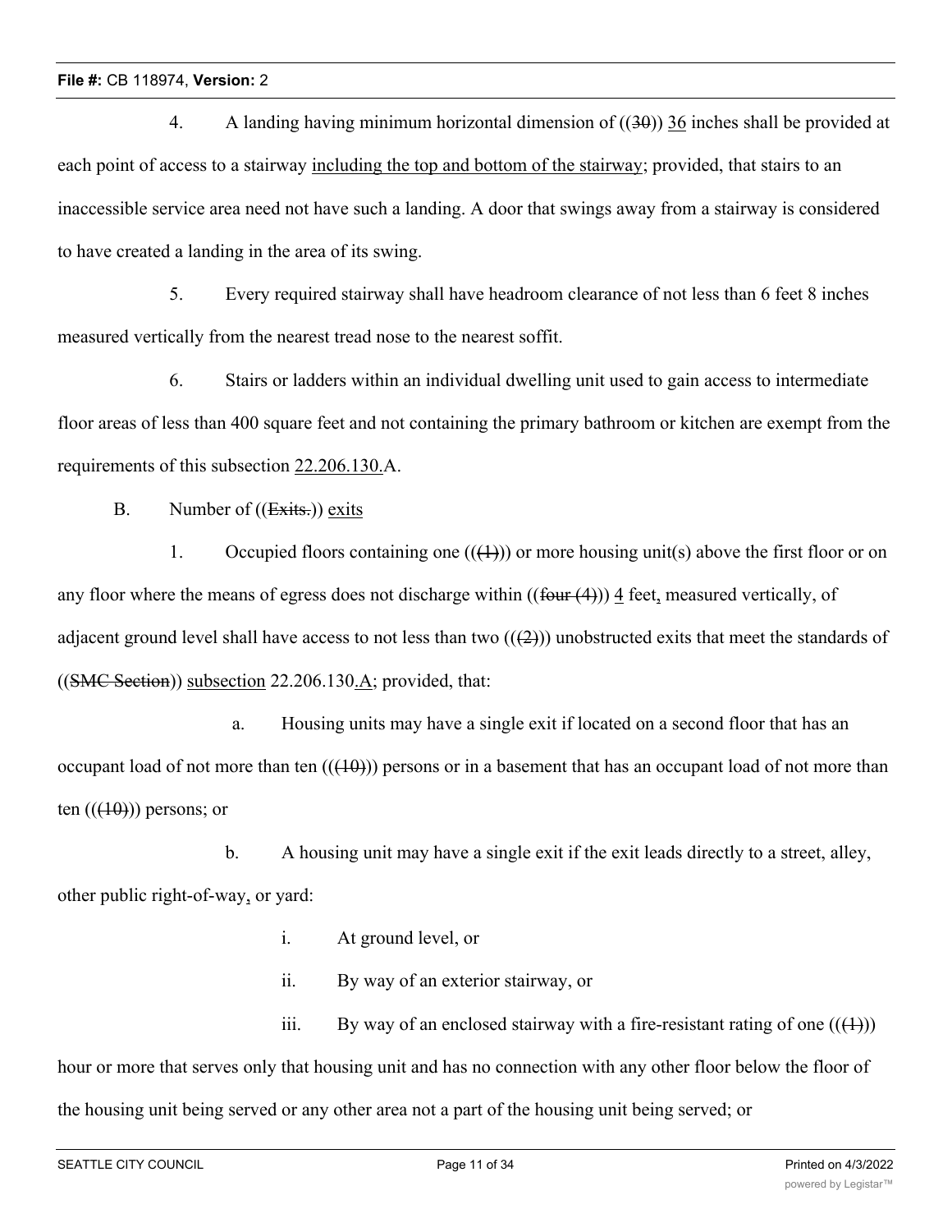4. A landing having minimum horizontal dimension of ((30)) 36 inches shall be provided at each point of access to a stairway including the top and bottom of the stairway; provided, that stairs to an inaccessible service area need not have such a landing. A door that swings away from a stairway is considered to have created a landing in the area of its swing.

5. Every required stairway shall have headroom clearance of not less than 6 feet 8 inches measured vertically from the nearest tread nose to the nearest soffit.

6. Stairs or ladders within an individual dwelling unit used to gain access to intermediate floor areas of less than 400 square feet and not containing the primary bathroom or kitchen are exempt from the requirements of this subsection 22.206.130.A.

B. Number of ((Exits.)) exits

1. Occupied floors containing one (((1))) or more housing unit(s) above the first floor or on any floor where the means of egress does not discharge within ((four (4))) 4 feet, measured vertically, of adjacent ground level shall have access to not less than two (((2))) unobstructed exits that meet the standards of ((SMC Section)) subsection 22.206.130.A; provided, that:

a. Housing units may have a single exit if located on a second floor that has an occupant load of not more than ten (((10))) persons or in a basement that has an occupant load of not more than ten (((10))) persons; or

b. A housing unit may have a single exit if the exit leads directly to a street, alley, other public right-of-way, or yard:

i. At ground level, or

ii. By way of an exterior stairway, or

iii. By way of an enclosed stairway with a fire-resistant rating of one (((1))) hour or more that serves only that housing unit and has no connection with any other floor below the floor of the housing unit being served or any other area not a part of the housing unit being served; or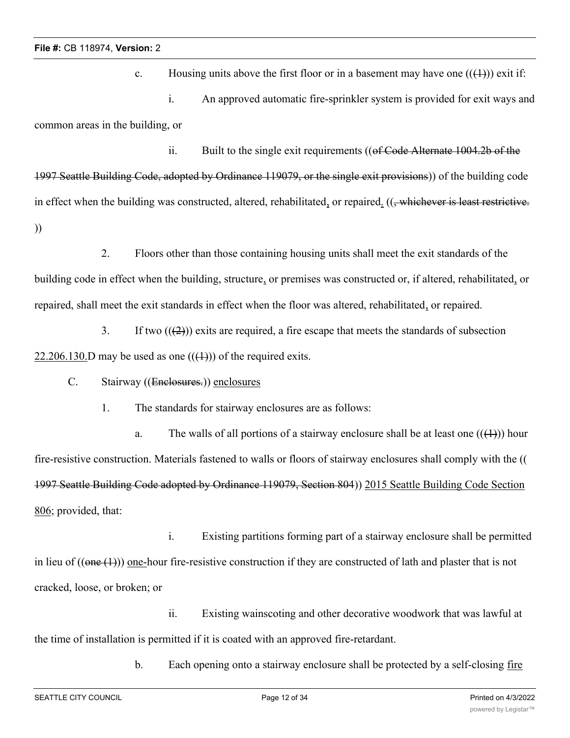c. Housing units above the first floor or in a basement may have one (((1))) exit if:

i. An approved automatic fire-sprinkler system is provided for exit ways and common areas in the building, or

ii. Built to the single exit requirements ((of Code Alternate 1004.2b of the 1997 Seattle Building Code, adopted by Ordinance 119079, or the single exit provisions)) of the building code in effect when the building was constructed, altered, rehabilitated, or repaired. ((, whichever is least restrictive. ))

2. Floors other than those containing housing units shall meet the exit standards of the building code in effect when the building, structure, or premises was constructed or, if altered, rehabilitated, or repaired, shall meet the exit standards in effect when the floor was altered, rehabilitated, or repaired.

3. If two (((2))) exits are required, a fire escape that meets the standards of subsection 22.206.130.D may be used as one (((1))) of the required exits.

C. Stairway ((Enclosures.)) enclosures

1. The standards for stairway enclosures are as follows:

a. The walls of all portions of a stairway enclosure shall be at least one (((1))) hour fire-resistive construction. Materials fastened to walls or floors of stairway enclosures shall comply with the ((1997 Seattle Building Code adopted by Ordinance 119079, Section 804)) 2015 Seattle Building Code Section 806; provided, that:

i. Existing partitions forming part of a stairway enclosure shall be permitted in lieu of ((one (1))) one-hour fire-resistive construction if they are constructed of lath and plaster that is not cracked, loose, or broken; or

ii. Existing wainscoting and other decorative woodwork that was lawful at the time of installation is permitted if it is coated with an approved fire-retardant.

b. Each opening onto a stairway enclosure shall be protected by a self-closing fire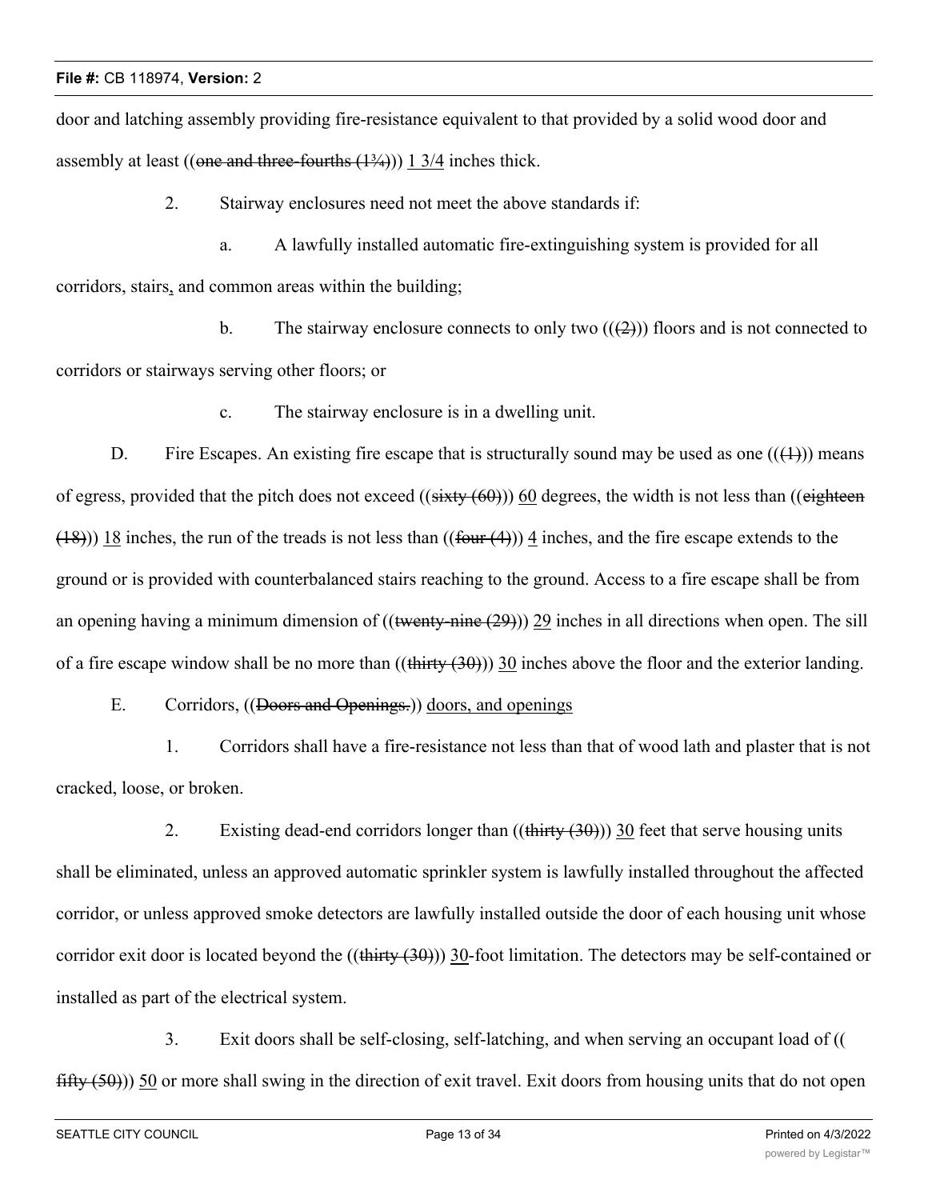door and latching assembly providing fire-resistance equivalent to that provided by a solid wood door and assembly at least ((~~one and three-fourths (1¾)~~)) <u>1 3/4</u> inches thick.

2. Stairway enclosures need not meet the above standards if:

a. A lawfully installed automatic fire-extinguishing system is provided for all corridors, stairs<u>,</u> and common areas within the building;

b. The stairway enclosure connects to only two ((~~(2)~~)) floors and is not connected to corridors or stairways serving other floors; or

c. The stairway enclosure is in a dwelling unit.

D. Fire Escapes. An existing fire escape that is structurally sound may be used as one ((~~(1)~~)) means of egress, provided that the pitch does not exceed ((~~sixty (60)~~)) <u>60</u> degrees, the width is not less than ((~~eighteen (18)~~)) <u>18</u> inches, the run of the treads is not less than ((~~four (4)~~)) <u>4</u> inches, and the fire escape extends to the ground or is provided with counterbalanced stairs reaching to the ground. Access to a fire escape shall be from an opening having a minimum dimension of ((~~twenty-nine (29)~~)) <u>29</u> inches in all directions when open. The sill of a fire escape window shall be no more than ((~~thirty (30)~~)) <u>30</u> inches above the floor and the exterior landing.

E. Corridors, ((~~Doors and Openings.~~)) <u>doors, and openings</u>

1. Corridors shall have a fire-resistance not less than that of wood lath and plaster that is not cracked, loose, or broken.

2. Existing dead-end corridors longer than ((~~thirty (30)~~)) <u>30</u> feet that serve housing units shall be eliminated, unless an approved automatic sprinkler system is lawfully installed throughout the affected corridor, or unless approved smoke detectors are lawfully installed outside the door of each housing unit whose corridor exit door is located beyond the ((~~thirty (30)~~)) <u>30</u>-foot limitation. The detectors may be self-contained or installed as part of the electrical system.

3. Exit doors shall be self-closing, self-latching, and when serving an occupant load of ((~~fifty (50)~~)) <u>50</u> or more shall swing in the direction of exit travel. Exit doors from housing units that do not open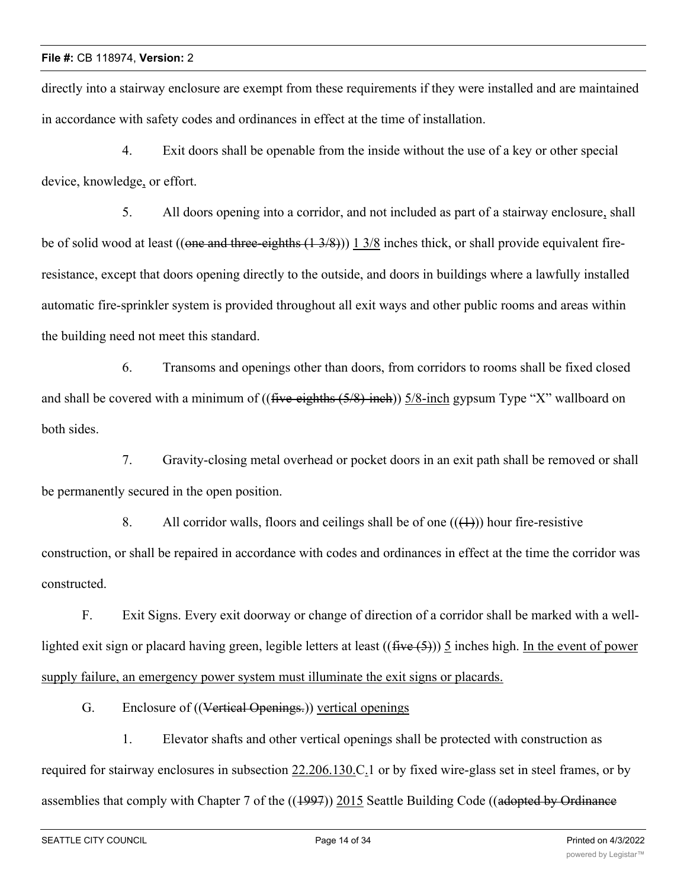directly into a stairway enclosure are exempt from these requirements if they were installed and are maintained in accordance with safety codes and ordinances in effect at the time of installation.

4. Exit doors shall be openable from the inside without the use of a key or other special device, knowledge, or effort.

5. All doors opening into a corridor, and not included as part of a stairway enclosure, shall be of solid wood at least ((~~one and three-eighths (1 3/8)~~)) 1 3/8 inches thick, or shall provide equivalent fire-resistance, except that doors opening directly to the outside, and doors in buildings where a lawfully installed automatic fire-sprinkler system is provided throughout all exit ways and other public rooms and areas within the building need not meet this standard.

6. Transoms and openings other than doors, from corridors to rooms shall be fixed closed and shall be covered with a minimum of ((~~five-eighths (5/8) inch~~)) 5/8-inch gypsum Type "X" wallboard on both sides.

7. Gravity-closing metal overhead or pocket doors in an exit path shall be removed or shall be permanently secured in the open position.

8. All corridor walls, floors and ceilings shall be of one ((~~(1)~~)) hour fire-resistive construction, or shall be repaired in accordance with codes and ordinances in effect at the time the corridor was constructed.

F. Exit Signs. Every exit doorway or change of direction of a corridor shall be marked with a well-lighted exit sign or placard having green, legible letters at least ((~~five (5)~~)) 5 inches high. In the event of power supply failure, an emergency power system must illuminate the exit signs or placards.

G. Enclosure of ((~~Vertical Openings.~~)) vertical openings

1. Elevator shafts and other vertical openings shall be protected with construction as required for stairway enclosures in subsection 22.206.130.C.1 or by fixed wire-glass set in steel frames, or by assemblies that comply with Chapter 7 of the ((~~1997~~)) 2015 Seattle Building Code ((~~adopted by Ordinance~~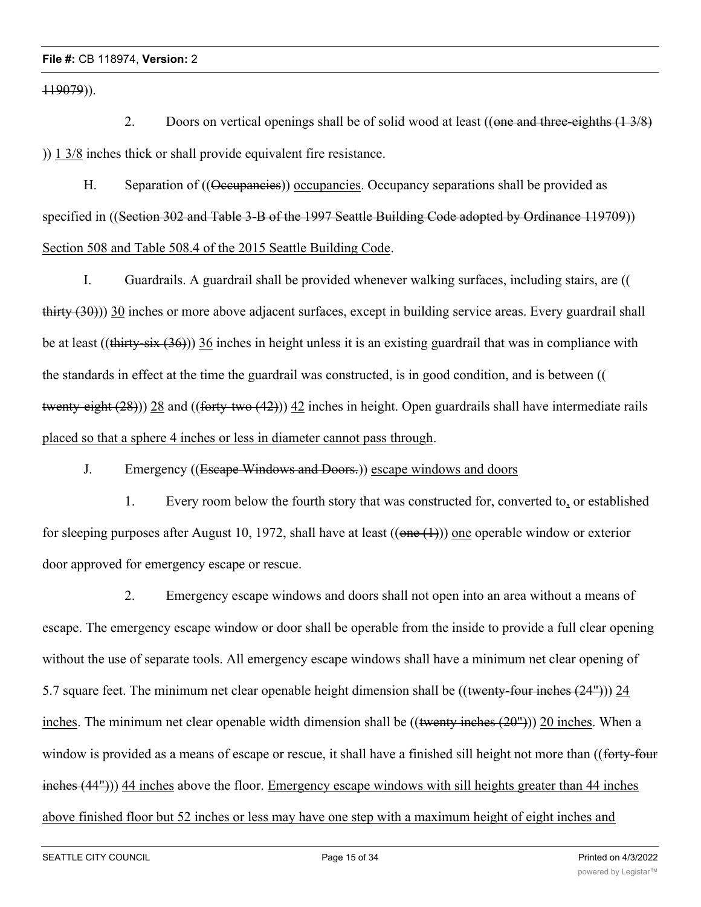119079)).

2. Doors on vertical openings shall be of solid wood at least ((one and three-eighths (1 3/8) )) 1 3/8 inches thick or shall provide equivalent fire resistance.

H. Separation of ((Occupancies)) occupancies. Occupancy separations shall be provided as specified in ((Section 302 and Table 3-B of the 1997 Seattle Building Code adopted by Ordinance 119709)) Section 508 and Table 508.4 of the 2015 Seattle Building Code.

I. Guardrails. A guardrail shall be provided whenever walking surfaces, including stairs, are (( thirty (30))) 30 inches or more above adjacent surfaces, except in building service areas. Every guardrail shall be at least ((thirty-six (36))) 36 inches in height unless it is an existing guardrail that was in compliance with the standards in effect at the time the guardrail was constructed, is in good condition, and is between (( twenty-eight (28))) 28 and ((forty-two (42))) 42 inches in height. Open guardrails shall have intermediate rails placed so that a sphere 4 inches or less in diameter cannot pass through.

J. Emergency ((Escape Windows and Doors.)) escape windows and doors

1. Every room below the fourth story that was constructed for, converted to, or established for sleeping purposes after August 10, 1972, shall have at least ((one (1))) one operable window or exterior door approved for emergency escape or rescue.

2. Emergency escape windows and doors shall not open into an area without a means of escape. The emergency escape window or door shall be operable from the inside to provide a full clear opening without the use of separate tools. All emergency escape windows shall have a minimum net clear opening of 5.7 square feet. The minimum net clear openable height dimension shall be ((twenty-four inches (24"))) 24 inches. The minimum net clear openable width dimension shall be ((twenty inches (20"))) 20 inches. When a window is provided as a means of escape or rescue, it shall have a finished sill height not more than ((forty-four inches (44"))) 44 inches above the floor. Emergency escape windows with sill heights greater than 44 inches above finished floor but 52 inches or less may have one step with a maximum height of eight inches and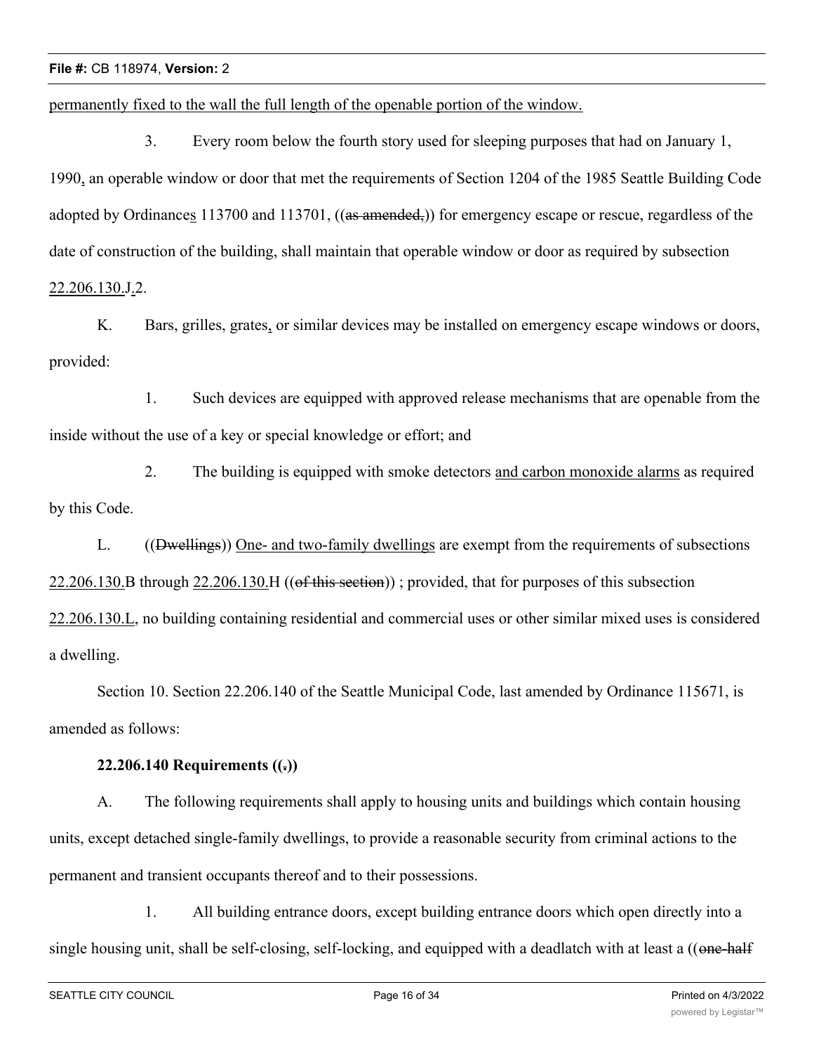permanently fixed to the wall the full length of the openable portion of the window.

3. Every room below the fourth story used for sleeping purposes that had on January 1, 1990, an operable window or door that met the requirements of Section 1204 of the 1985 Seattle Building Code adopted by Ordinances 113700 and 113701, ((as amended,)) for emergency escape or rescue, regardless of the date of construction of the building, shall maintain that operable window or door as required by subsection 22.206.130.J.2.

K. Bars, grilles, grates, or similar devices may be installed on emergency escape windows or doors, provided:

1. Such devices are equipped with approved release mechanisms that are openable from the inside without the use of a key or special knowledge or effort; and

2. The building is equipped with smoke detectors and carbon monoxide alarms as required by this Code.

L. ((Dwellings)) One- and two-family dwellings are exempt from the requirements of subsections 22.206.130.B through 22.206.130.H ((of this section)) ; provided, that for purposes of this subsection 22.206.130.L, no building containing residential and commercial uses or other similar mixed uses is considered a dwelling.

Section 10. Section 22.206.140 of the Seattle Municipal Code, last amended by Ordinance 115671, is amended as follows:

**22.206.140 Requirements ((.))**

A. The following requirements shall apply to housing units and buildings which contain housing units, except detached single-family dwellings, to provide a reasonable security from criminal actions to the permanent and transient occupants thereof and to their possessions.

1. All building entrance doors, except building entrance doors which open directly into a single housing unit, shall be self-closing, self-locking, and equipped with a deadlatch with at least a ((one-half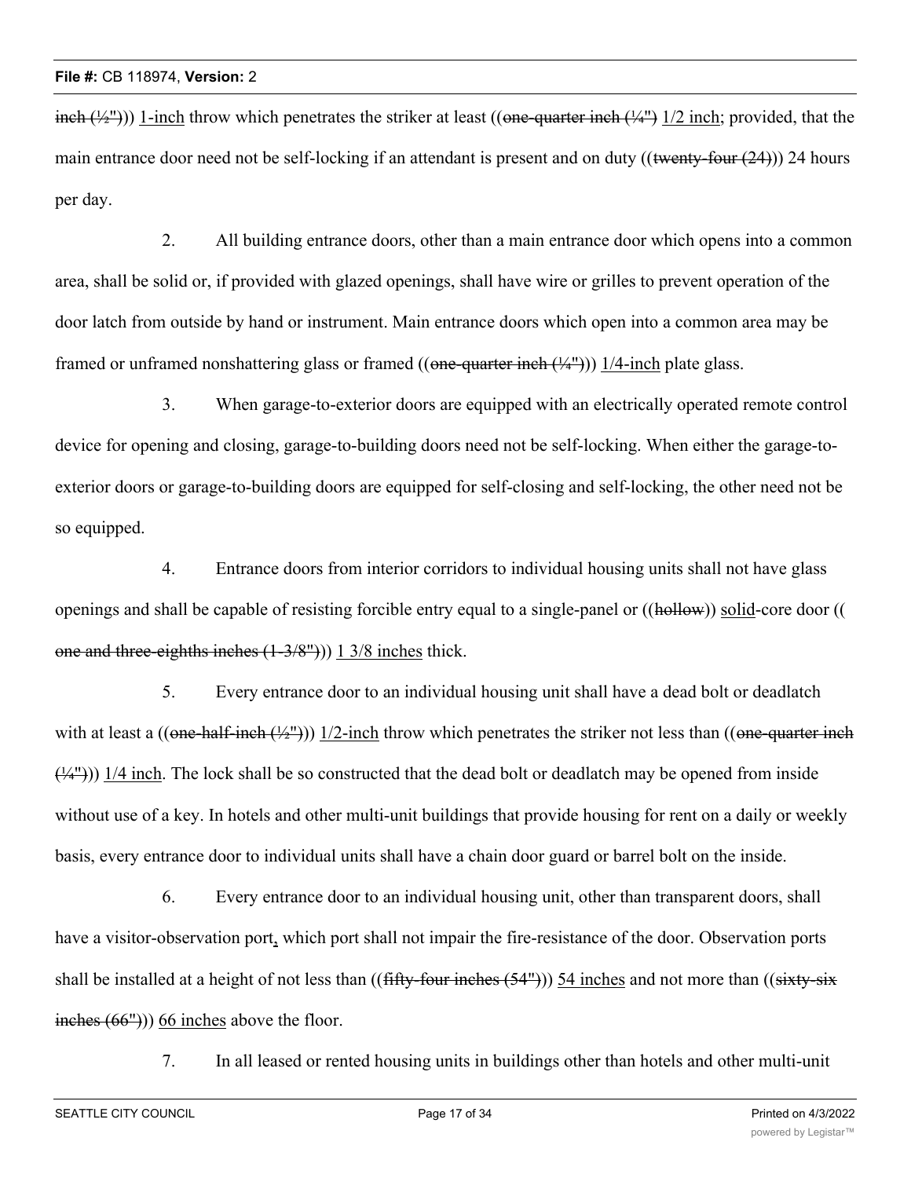inch (½"))) 1-inch throw which penetrates the striker at least ((one-quarter inch (¼") 1/2 inch; provided, that the main entrance door need not be self-locking if an attendant is present and on duty ((twenty-four (24))) 24 hours per day.

2. All building entrance doors, other than a main entrance door which opens into a common area, shall be solid or, if provided with glazed openings, shall have wire or grilles to prevent operation of the door latch from outside by hand or instrument. Main entrance doors which open into a common area may be framed or unframed nonshattering glass or framed ((one-quarter inch (¼"))) 1/4-inch plate glass.

3. When garage-to-exterior doors are equipped with an electrically operated remote control device for opening and closing, garage-to-building doors need not be self-locking. When either the garage-to-exterior doors or garage-to-building doors are equipped for self-closing and self-locking, the other need not be so equipped.

4. Entrance doors from interior corridors to individual housing units shall not have glass openings and shall be capable of resisting forcible entry equal to a single-panel or ((hollow)) solid-core door ((one and three-eighths inches (1-3/8"))) 1 3/8 inches thick.

5. Every entrance door to an individual housing unit shall have a dead bolt or deadlatch with at least a ((one-half-inch (½"))) 1/2-inch throw which penetrates the striker not less than ((one-quarter inch (¼"))) 1/4 inch. The lock shall be so constructed that the dead bolt or deadlatch may be opened from inside without use of a key. In hotels and other multi-unit buildings that provide housing for rent on a daily or weekly basis, every entrance door to individual units shall have a chain door guard or barrel bolt on the inside.

6. Every entrance door to an individual housing unit, other than transparent doors, shall have a visitor-observation port, which port shall not impair the fire-resistance of the door. Observation ports shall be installed at a height of not less than ((fifty-four inches (54"))) 54 inches and not more than ((sixty-six inches (66"))) 66 inches above the floor.

7. In all leased or rented housing units in buildings other than hotels and other multi-unit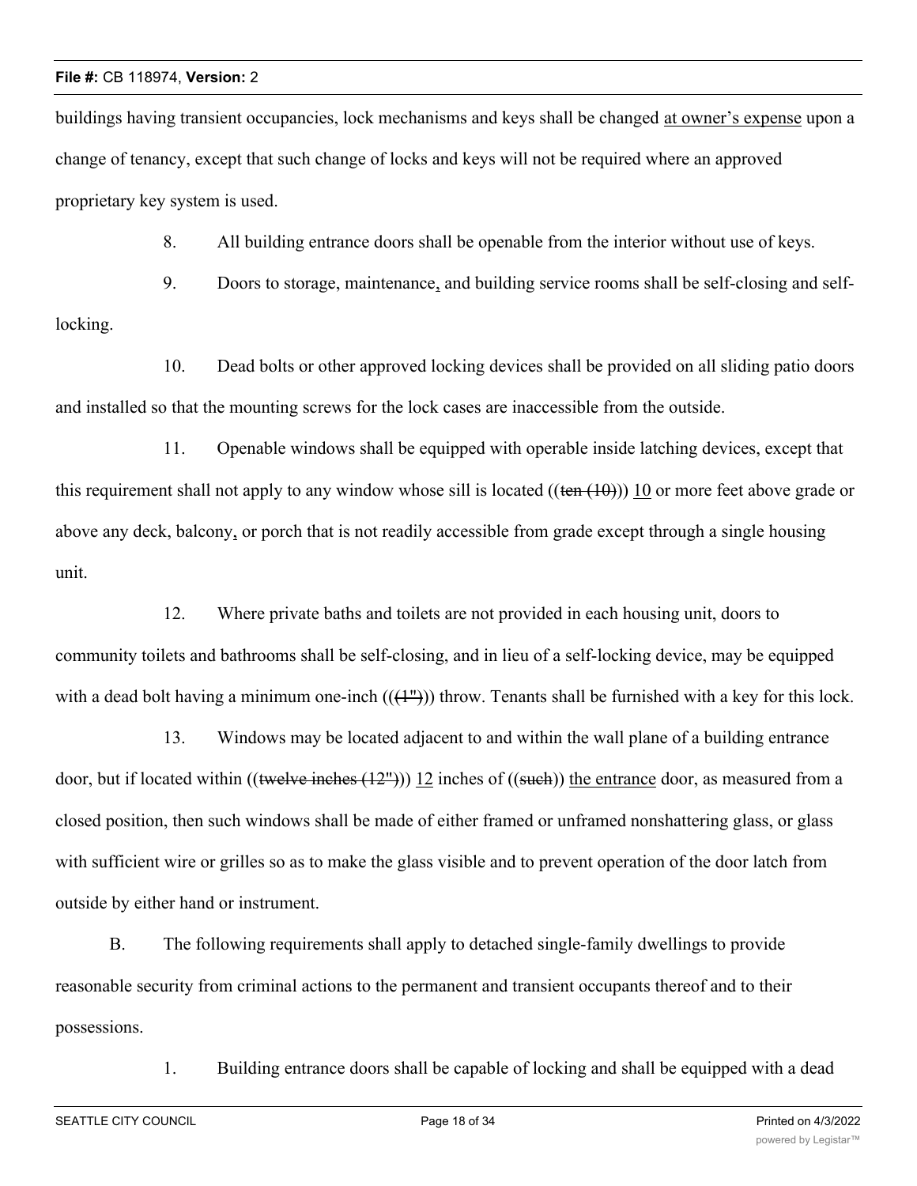buildings having transient occupancies, lock mechanisms and keys shall be changed at owner's expense upon a change of tenancy, except that such change of locks and keys will not be required where an approved proprietary key system is used.

8. All building entrance doors shall be openable from the interior without use of keys.

9. Doors to storage, maintenance, and building service rooms shall be self-closing and self-locking.

10. Dead bolts or other approved locking devices shall be provided on all sliding patio doors and installed so that the mounting screws for the lock cases are inaccessible from the outside.

11. Openable windows shall be equipped with operable inside latching devices, except that this requirement shall not apply to any window whose sill is located ((~~ten (10)~~)) 10 or more feet above grade or above any deck, balcony, or porch that is not readily accessible from grade except through a single housing unit.

12. Where private baths and toilets are not provided in each housing unit, doors to community toilets and bathrooms shall be self-closing, and in lieu of a self-locking device, may be equipped with a dead bolt having a minimum one-inch ((~~(1")~~)) throw. Tenants shall be furnished with a key for this lock.

13. Windows may be located adjacent to and within the wall plane of a building entrance door, but if located within ((~~twelve inches (12")~~)) 12 inches of ((~~such~~)) the entrance door, as measured from a closed position, then such windows shall be made of either framed or unframed nonshattering glass, or glass with sufficient wire or grilles so as to make the glass visible and to prevent operation of the door latch from outside by either hand or instrument.

B. The following requirements shall apply to detached single-family dwellings to provide reasonable security from criminal actions to the permanent and transient occupants thereof and to their possessions.

1. Building entrance doors shall be capable of locking and shall be equipped with a dead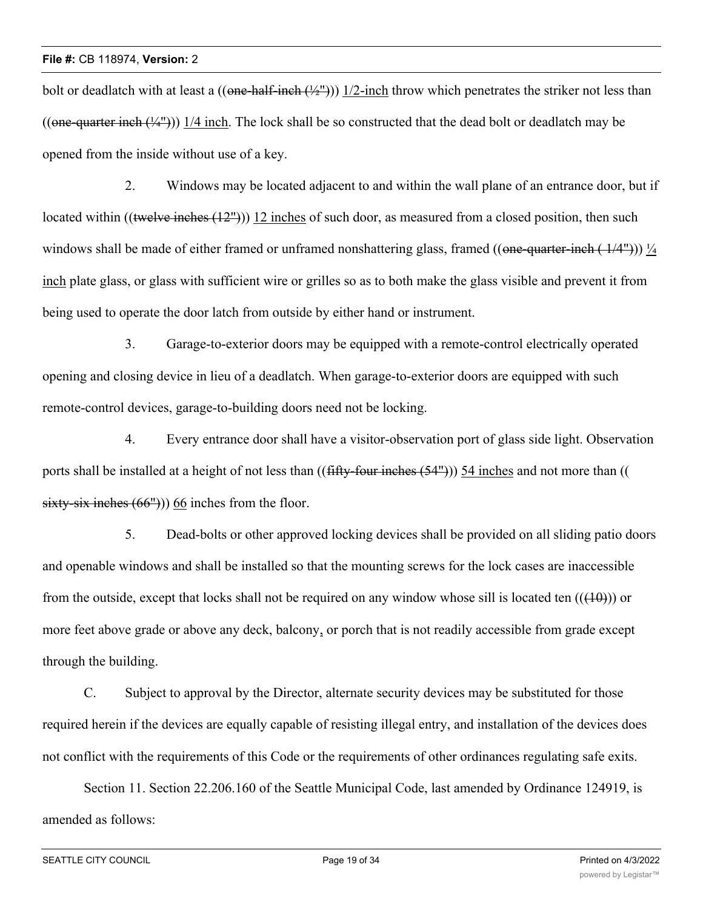bolt or deadlatch with at least a ((~~one-half-inch (½")~~)) <u>1/2-inch</u> throw which penetrates the striker not less than ((~~one-quarter inch (¼")~~)) <u>1/4 inch</u>. The lock shall be so constructed that the dead bolt or deadlatch may be opened from the inside without use of a key.

2. Windows may be located adjacent to and within the wall plane of an entrance door, but if located within ((~~twelve inches (12")~~)) <u>12 inches</u> of such door, as measured from a closed position, then such windows shall be made of either framed or unframed nonshattering glass, framed ((~~one-quarter-inch ( 1/4")~~)) <u>¼ inch</u> plate glass, or glass with sufficient wire or grilles so as to both make the glass visible and prevent it from being used to operate the door latch from outside by either hand or instrument.

3. Garage-to-exterior doors may be equipped with a remote-control electrically operated opening and closing device in lieu of a deadlatch. When garage-to-exterior doors are equipped with such remote-control devices, garage-to-building doors need not be locking.

4. Every entrance door shall have a visitor-observation port of glass side light. Observation ports shall be installed at a height of not less than ((~~fifty-four inches (54")~~)) <u>54 inches</u> and not more than (( ~~sixty-six inches (66")~~)) <u>66</u> inches from the floor.

5. Dead-bolts or other approved locking devices shall be provided on all sliding patio doors and openable windows and shall be installed so that the mounting screws for the lock cases are inaccessible from the outside, except that locks shall not be required on any window whose sill is located ten (((~~10~~))) or more feet above grade or above any deck, balcony<u>,</u> or porch that is not readily accessible from grade except through the building.

C. Subject to approval by the Director, alternate security devices may be substituted for those required herein if the devices are equally capable of resisting illegal entry, and installation of the devices does not conflict with the requirements of this Code or the requirements of other ordinances regulating safe exits.

Section 11. Section 22.206.160 of the Seattle Municipal Code, last amended by Ordinance 124919, is amended as follows: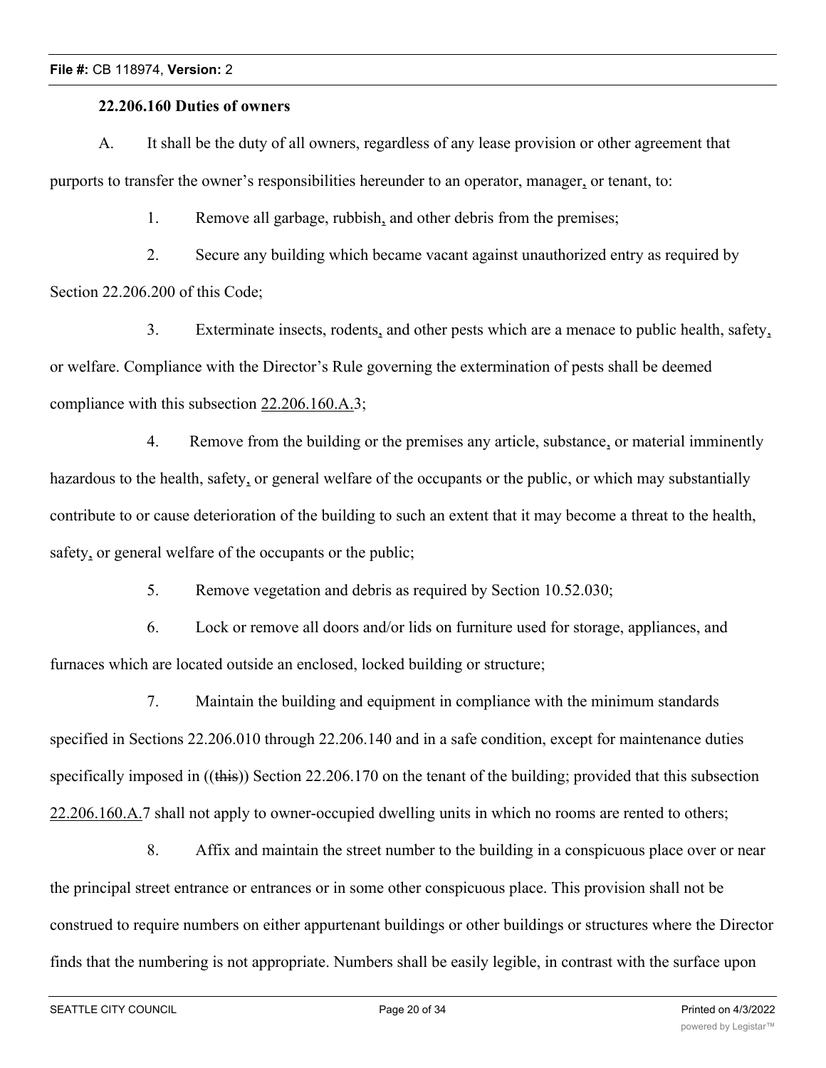**22.206.160 Duties of owners**

A. It shall be the duty of all owners, regardless of any lease provision or other agreement that purports to transfer the owner's responsibilities hereunder to an operator, manager, or tenant, to:

1. Remove all garbage, rubbish, and other debris from the premises;

2. Secure any building which became vacant against unauthorized entry as required by Section 22.206.200 of this Code;

3. Exterminate insects, rodents, and other pests which are a menace to public health, safety, or welfare. Compliance with the Director's Rule governing the extermination of pests shall be deemed compliance with this subsection 22.206.160.A.3;

4. Remove from the building or the premises any article, substance, or material imminently hazardous to the health, safety, or general welfare of the occupants or the public, or which may substantially contribute to or cause deterioration of the building to such an extent that it may become a threat to the health, safety, or general welfare of the occupants or the public;

5. Remove vegetation and debris as required by Section 10.52.030;

6. Lock or remove all doors and/or lids on furniture used for storage, appliances, and furnaces which are located outside an enclosed, locked building or structure;

7. Maintain the building and equipment in compliance with the minimum standards specified in Sections 22.206.010 through 22.206.140 and in a safe condition, except for maintenance duties specifically imposed in ((~~this~~)) Section 22.206.170 on the tenant of the building; provided that this subsection 22.206.160.A.7 shall not apply to owner-occupied dwelling units in which no rooms are rented to others;

8. Affix and maintain the street number to the building in a conspicuous place over or near the principal street entrance or entrances or in some other conspicuous place. This provision shall not be construed to require numbers on either appurtenant buildings or other buildings or structures where the Director finds that the numbering is not appropriate. Numbers shall be easily legible, in contrast with the surface upon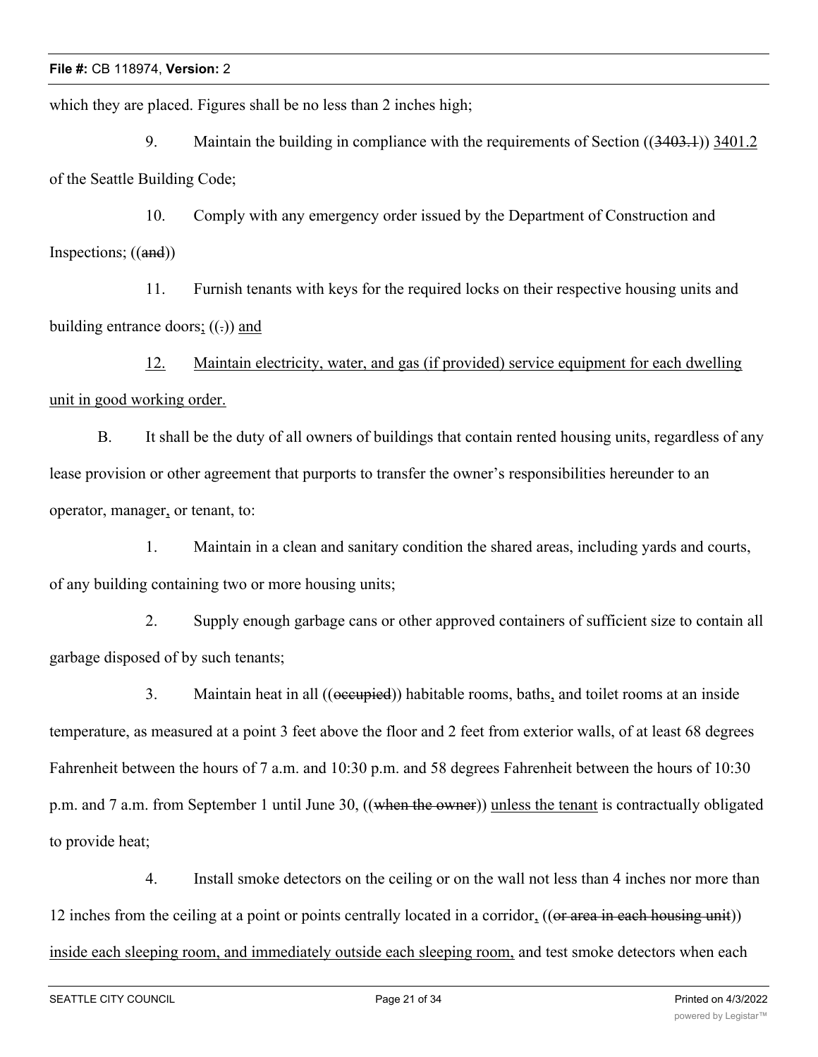which they are placed. Figures shall be no less than 2 inches high;

9. Maintain the building in compliance with the requirements of Section ((~~3403.1~~)) <u>3401.2</u> of the Seattle Building Code;

10. Comply with any emergency order issued by the Department of Construction and Inspections; ((~~and~~))

11. Furnish tenants with keys for the required locks on their respective housing units and building entrance doors<u>;</u> ((~~.~~)) <u>and</u>

<u>12. Maintain electricity, water, and gas (if provided) service equipment for each dwelling unit in good working order.</u>

B. It shall be the duty of all owners of buildings that contain rented housing units, regardless of any lease provision or other agreement that purports to transfer the owner's responsibilities hereunder to an operator, manager<u>,</u> or tenant, to:

1. Maintain in a clean and sanitary condition the shared areas, including yards and courts, of any building containing two or more housing units;

2. Supply enough garbage cans or other approved containers of sufficient size to contain all garbage disposed of by such tenants;

3. Maintain heat in all ((~~occupied~~)) habitable rooms, baths<u>,</u> and toilet rooms at an inside temperature, as measured at a point 3 feet above the floor and 2 feet from exterior walls, of at least 68 degrees Fahrenheit between the hours of 7 a.m. and 10:30 p.m. and 58 degrees Fahrenheit between the hours of 10:30 p.m. and 7 a.m. from September 1 until June 30, ((~~when the owner~~)) <u>unless the tenant</u> is contractually obligated to provide heat;

4. Install smoke detectors on the ceiling or on the wall not less than 4 inches nor more than 12 inches from the ceiling at a point or points centrally located in a corridor<u>,</u> ((~~or area in each housing unit~~)) <u>inside each sleeping room, and immediately outside each sleeping room,</u> and test smoke detectors when each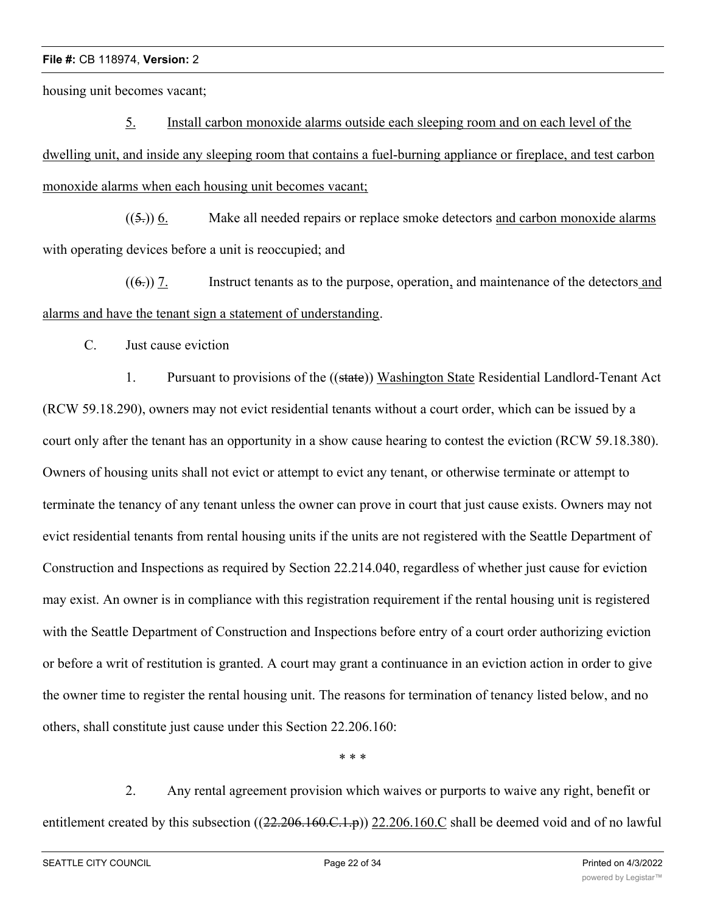housing unit becomes vacant;

5. Install carbon monoxide alarms outside each sleeping room and on each level of the dwelling unit, and inside any sleeping room that contains a fuel-burning appliance or fireplace, and test carbon monoxide alarms when each housing unit becomes vacant;

((5.)) 6. Make all needed repairs or replace smoke detectors and carbon monoxide alarms with operating devices before a unit is reoccupied; and

((6.)) 7. Instruct tenants as to the purpose, operation, and maintenance of the detectors and alarms and have the tenant sign a statement of understanding.

C. Just cause eviction

1. Pursuant to provisions of the ((state)) Washington State Residential Landlord-Tenant Act (RCW 59.18.290), owners may not evict residential tenants without a court order, which can be issued by a court only after the tenant has an opportunity in a show cause hearing to contest the eviction (RCW 59.18.380). Owners of housing units shall not evict or attempt to evict any tenant, or otherwise terminate or attempt to terminate the tenancy of any tenant unless the owner can prove in court that just cause exists. Owners may not evict residential tenants from rental housing units if the units are not registered with the Seattle Department of Construction and Inspections as required by Section 22.214.040, regardless of whether just cause for eviction may exist. An owner is in compliance with this registration requirement if the rental housing unit is registered with the Seattle Department of Construction and Inspections before entry of a court order authorizing eviction or before a writ of restitution is granted. A court may grant a continuance in an eviction action in order to give the owner time to register the rental housing unit. The reasons for termination of tenancy listed below, and no others, shall constitute just cause under this Section 22.206.160:

\* \* \*

2. Any rental agreement provision which waives or purports to waive any right, benefit or entitlement created by this subsection ((22.206.160.C.1.p)) 22.206.160.C shall be deemed void and of no lawful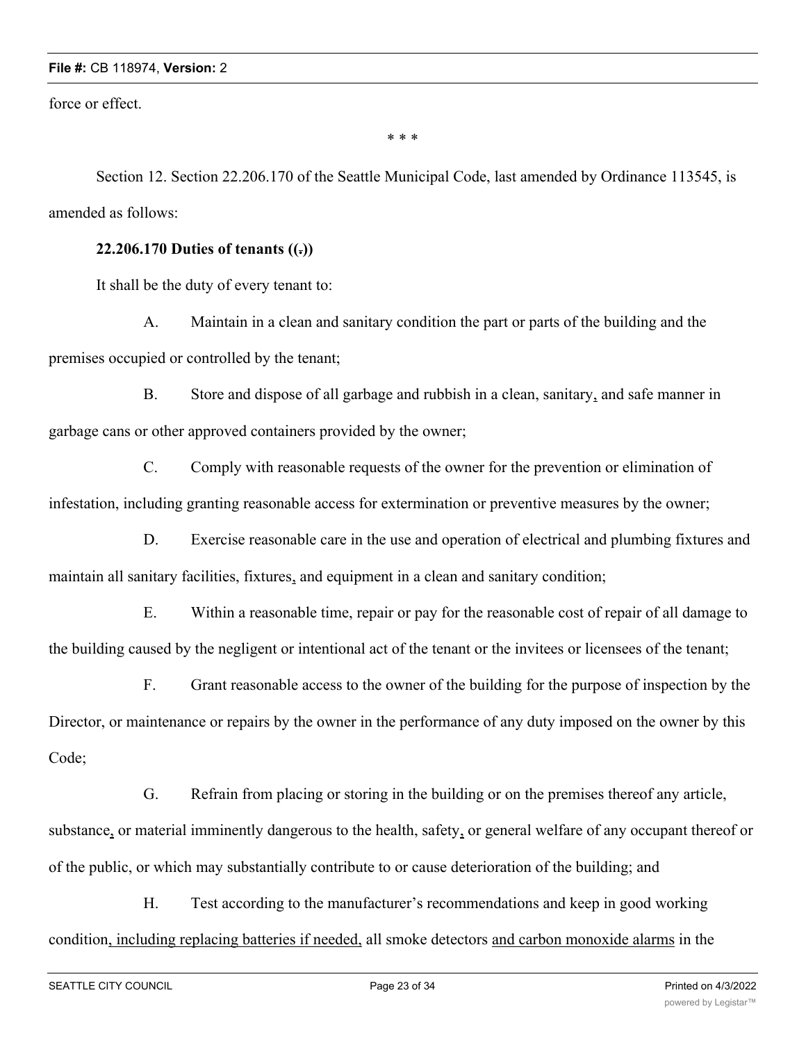force or effect.

\* \* \*

Section 12. Section 22.206.170 of the Seattle Municipal Code, last amended by Ordinance 113545, is amended as follows:

**22.206.170 Duties of tenants ((.))**

It shall be the duty of every tenant to:

A. Maintain in a clean and sanitary condition the part or parts of the building and the premises occupied or controlled by the tenant;

B. Store and dispose of all garbage and rubbish in a clean, sanitary, and safe manner in garbage cans or other approved containers provided by the owner;

C. Comply with reasonable requests of the owner for the prevention or elimination of infestation, including granting reasonable access for extermination or preventive measures by the owner;

D. Exercise reasonable care in the use and operation of electrical and plumbing fixtures and maintain all sanitary facilities, fixtures, and equipment in a clean and sanitary condition;

E. Within a reasonable time, repair or pay for the reasonable cost of repair of all damage to the building caused by the negligent or intentional act of the tenant or the invitees or licensees of the tenant;

F. Grant reasonable access to the owner of the building for the purpose of inspection by the Director, or maintenance or repairs by the owner in the performance of any duty imposed on the owner by this Code;

G. Refrain from placing or storing in the building or on the premises thereof any article, substance, or material imminently dangerous to the health, safety, or general welfare of any occupant thereof or of the public, or which may substantially contribute to or cause deterioration of the building; and

H. Test according to the manufacturer's recommendations and keep in good working condition, including replacing batteries if needed, all smoke detectors and carbon monoxide alarms in the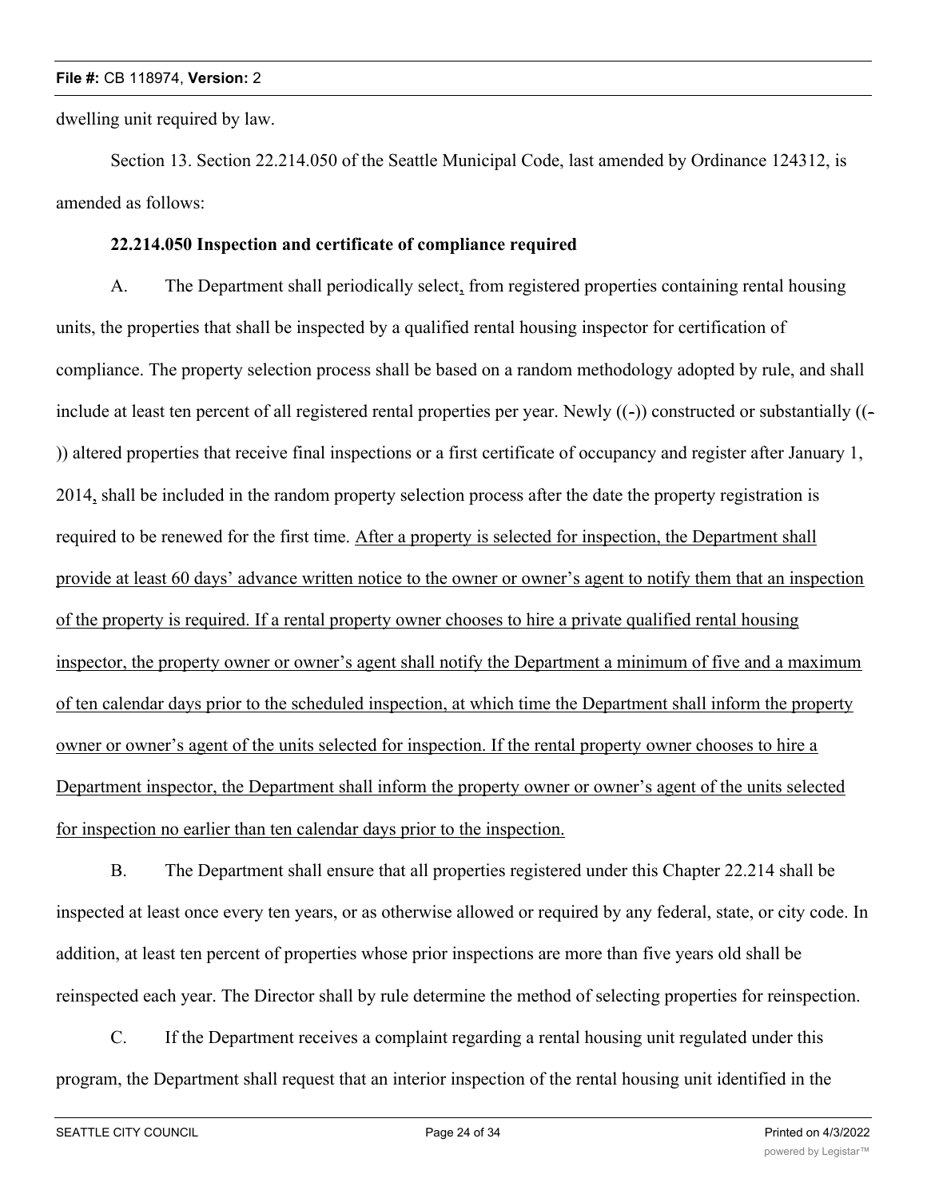dwelling unit required by law.

Section 13. Section 22.214.050 of the Seattle Municipal Code, last amended by Ordinance 124312, is amended as follows:

**22.214.050 Inspection and certificate of compliance required**

A. The Department shall periodically select, from registered properties containing rental housing units, the properties that shall be inspected by a qualified rental housing inspector for certification of compliance. The property selection process shall be based on a random methodology adopted by rule, and shall include at least ten percent of all registered rental properties per year. Newly ((-)) constructed or substantially ((-)) altered properties that receive final inspections or a first certificate of occupancy and register after January 1, 2014, shall be included in the random property selection process after the date the property registration is required to be renewed for the first time. <u>After a property is selected for inspection, the Department shall provide at least 60 days' advance written notice to the owner or owner's agent to notify them that an inspection of the property is required. If a rental property owner chooses to hire a private qualified rental housing inspector, the property owner or owner's agent shall notify the Department a minimum of five and a maximum of ten calendar days prior to the scheduled inspection, at which time the Department shall inform the property owner or owner's agent of the units selected for inspection. If the rental property owner chooses to hire a Department inspector, the Department shall inform the property owner or owner's agent of the units selected for inspection no earlier than ten calendar days prior to the inspection.</u>

B. The Department shall ensure that all properties registered under this Chapter 22.214 shall be inspected at least once every ten years, or as otherwise allowed or required by any federal, state, or city code. In addition, at least ten percent of properties whose prior inspections are more than five years old shall be reinspected each year. The Director shall by rule determine the method of selecting properties for reinspection.

C. If the Department receives a complaint regarding a rental housing unit regulated under this program, the Department shall request that an interior inspection of the rental housing unit identified in the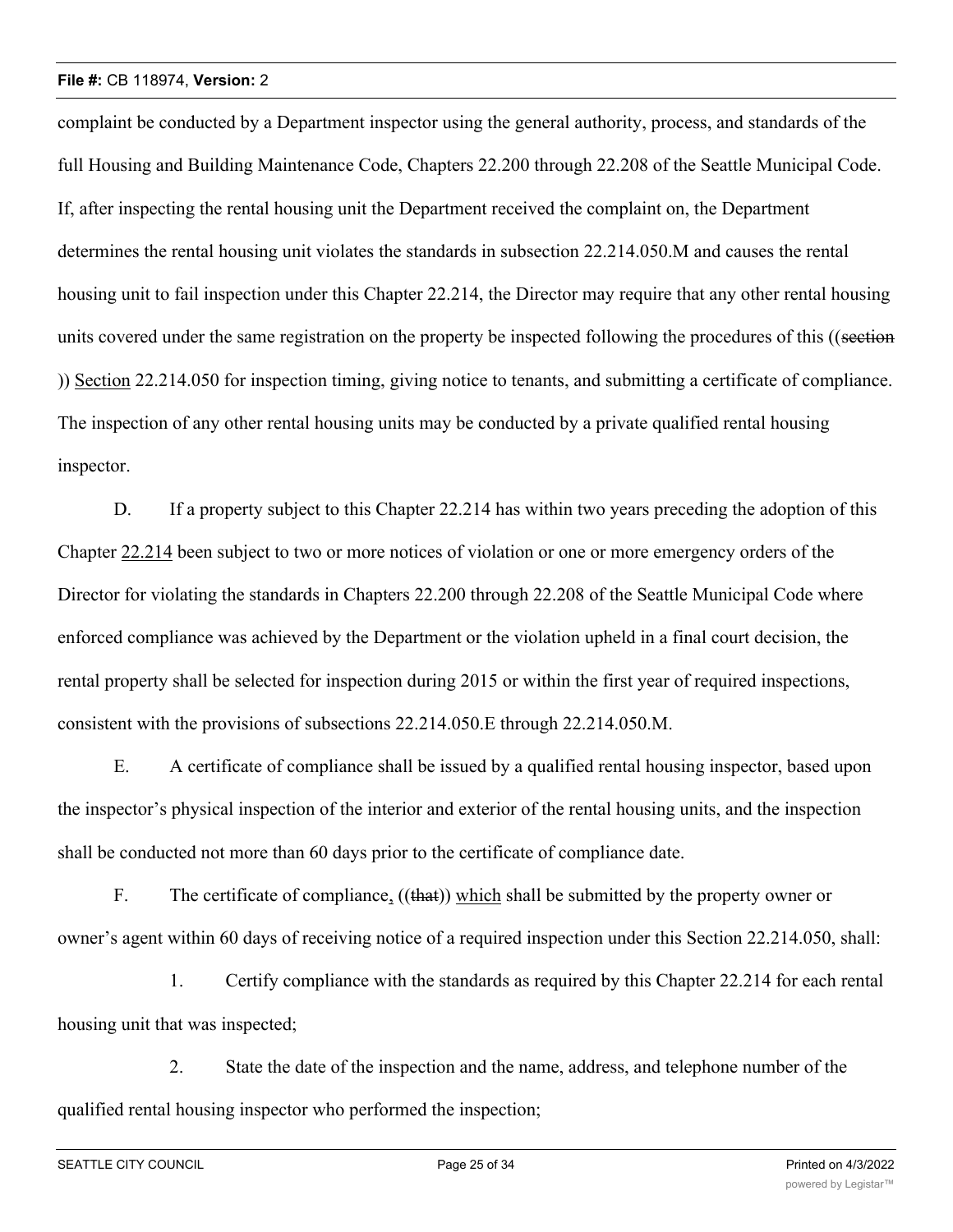complaint be conducted by a Department inspector using the general authority, process, and standards of the full Housing and Building Maintenance Code, Chapters 22.200 through 22.208 of the Seattle Municipal Code. If, after inspecting the rental housing unit the Department received the complaint on, the Department determines the rental housing unit violates the standards in subsection 22.214.050.M and causes the rental housing unit to fail inspection under this Chapter 22.214, the Director may require that any other rental housing units covered under the same registration on the property be inspected following the procedures of this ((~~section~~ )) Section 22.214.050 for inspection timing, giving notice to tenants, and submitting a certificate of compliance. The inspection of any other rental housing units may be conducted by a private qualified rental housing inspector.

D. If a property subject to this Chapter 22.214 has within two years preceding the adoption of this Chapter 22.214 been subject to two or more notices of violation or one or more emergency orders of the Director for violating the standards in Chapters 22.200 through 22.208 of the Seattle Municipal Code where enforced compliance was achieved by the Department or the violation upheld in a final court decision, the rental property shall be selected for inspection during 2015 or within the first year of required inspections, consistent with the provisions of subsections 22.214.050.E through 22.214.050.M.

E. A certificate of compliance shall be issued by a qualified rental housing inspector, based upon the inspector's physical inspection of the interior and exterior of the rental housing units, and the inspection shall be conducted not more than 60 days prior to the certificate of compliance date.

F. The certificate of compliance, ((~~that~~)) which shall be submitted by the property owner or owner's agent within 60 days of receiving notice of a required inspection under this Section 22.214.050, shall:

1. Certify compliance with the standards as required by this Chapter 22.214 for each rental housing unit that was inspected;

2. State the date of the inspection and the name, address, and telephone number of the qualified rental housing inspector who performed the inspection;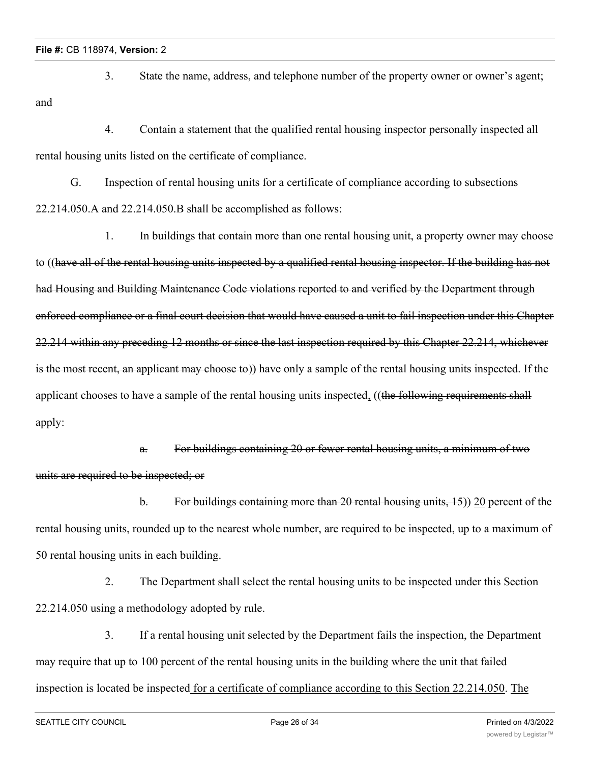3. State the name, address, and telephone number of the property owner or owner's agent; and

4. Contain a statement that the qualified rental housing inspector personally inspected all rental housing units listed on the certificate of compliance.

G. Inspection of rental housing units for a certificate of compliance according to subsections 22.214.050.A and 22.214.050.B shall be accomplished as follows:

1. In buildings that contain more than one rental housing unit, a property owner may choose to ((~~have all of the rental housing units inspected by a qualified rental housing inspector. If the building has not had Housing and Building Maintenance Code violations reported to and verified by the Department through enforced compliance or a final court decision that would have caused a unit to fail inspection under this Chapter 22.214 within any preceding 12 months or since the last inspection required by this Chapter 22.214, whichever is the most recent, an applicant may choose to~~)) have only a sample of the rental housing units inspected. If the applicant chooses to have a sample of the rental housing units inspected<u>,</u> ((~~the following requirements shall apply:~~

~~a. For buildings containing 20 or fewer rental housing units, a minimum of two units are required to be inspected; or~~

~~b. For buildings containing more than 20 rental housing units, 15~~)) <u>20</u> percent of the rental housing units, rounded up to the nearest whole number, are required to be inspected, up to a maximum of 50 rental housing units in each building.

2. The Department shall select the rental housing units to be inspected under this Section 22.214.050 using a methodology adopted by rule.

3. If a rental housing unit selected by the Department fails the inspection, the Department may require that up to 100 percent of the rental housing units in the building where the unit that failed inspection is located be inspected<u> for a certificate of compliance according to this Section 22.214.050</u>. <u>The</u>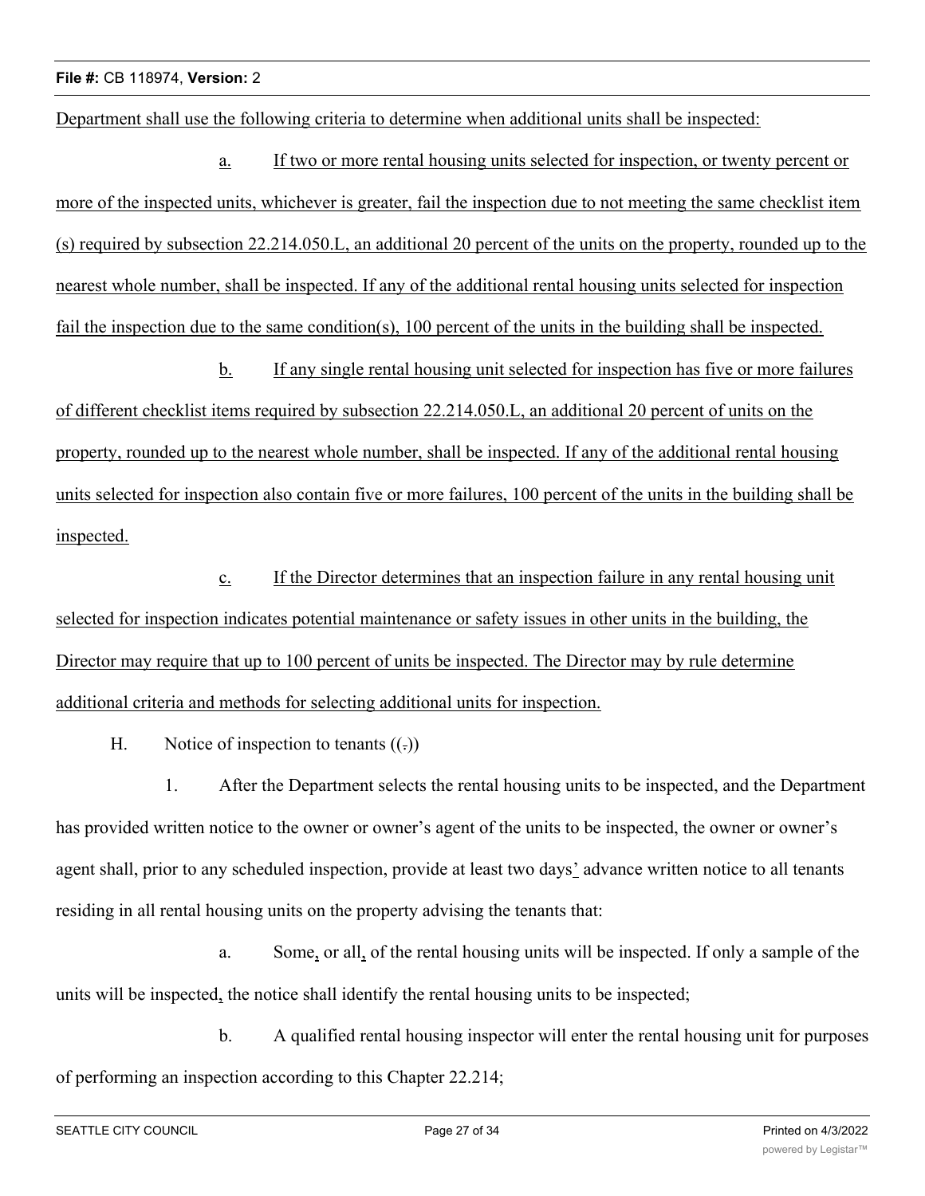Department shall use the following criteria to determine when additional units shall be inspected:

a. If two or more rental housing units selected for inspection, or twenty percent or more of the inspected units, whichever is greater, fail the inspection due to not meeting the same checklist item(s) required by subsection 22.214.050.L, an additional 20 percent of the units on the property, rounded up to the nearest whole number, shall be inspected. If any of the additional rental housing units selected for inspection fail the inspection due to the same condition(s), 100 percent of the units in the building shall be inspected.

b. If any single rental housing unit selected for inspection has five or more failures of different checklist items required by subsection 22.214.050.L, an additional 20 percent of units on the property, rounded up to the nearest whole number, shall be inspected. If any of the additional rental housing units selected for inspection also contain five or more failures, 100 percent of the units in the building shall be inspected.

c. If the Director determines that an inspection failure in any rental housing unit selected for inspection indicates potential maintenance or safety issues in other units in the building, the Director may require that up to 100 percent of units be inspected. The Director may by rule determine additional criteria and methods for selecting additional units for inspection.

H. Notice of inspection to tenants ((.))

1. After the Department selects the rental housing units to be inspected, and the Department has provided written notice to the owner or owner's agent of the units to be inspected, the owner or owner's agent shall, prior to any scheduled inspection, provide at least two days' advance written notice to all tenants residing in all rental housing units on the property advising the tenants that:

a. Some, or all, of the rental housing units will be inspected. If only a sample of the units will be inspected, the notice shall identify the rental housing units to be inspected;

b. A qualified rental housing inspector will enter the rental housing unit for purposes of performing an inspection according to this Chapter 22.214;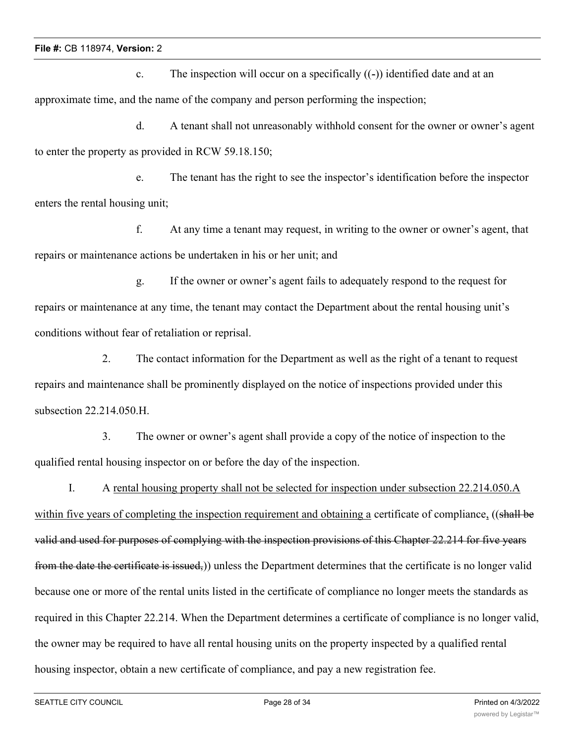c. The inspection will occur on a specifically ((-)) identified date and at an approximate time, and the name of the company and person performing the inspection;

d. A tenant shall not unreasonably withhold consent for the owner or owner's agent to enter the property as provided in RCW 59.18.150;

e. The tenant has the right to see the inspector's identification before the inspector enters the rental housing unit;

f. At any time a tenant may request, in writing to the owner or owner's agent, that repairs or maintenance actions be undertaken in his or her unit; and

g. If the owner or owner's agent fails to adequately respond to the request for repairs or maintenance at any time, the tenant may contact the Department about the rental housing unit's conditions without fear of retaliation or reprisal.

2. The contact information for the Department as well as the right of a tenant to request repairs and maintenance shall be prominently displayed on the notice of inspections provided under this subsection 22.214.050.H.

3. The owner or owner's agent shall provide a copy of the notice of inspection to the qualified rental housing inspector on or before the day of the inspection.

I. A <u>rental housing property shall not be selected for inspection under subsection 22.214.050.A within five years of completing the inspection requirement and obtaining a</u> certificate of compliance<u>,</u> ((~~shall be valid and used for purposes of complying with the inspection provisions of this Chapter 22.214 for five years from the date the certificate is issued,~~)) unless the Department determines that the certificate is no longer valid because one or more of the rental units listed in the certificate of compliance no longer meets the standards as required in this Chapter 22.214. When the Department determines a certificate of compliance is no longer valid, the owner may be required to have all rental housing units on the property inspected by a qualified rental housing inspector, obtain a new certificate of compliance, and pay a new registration fee.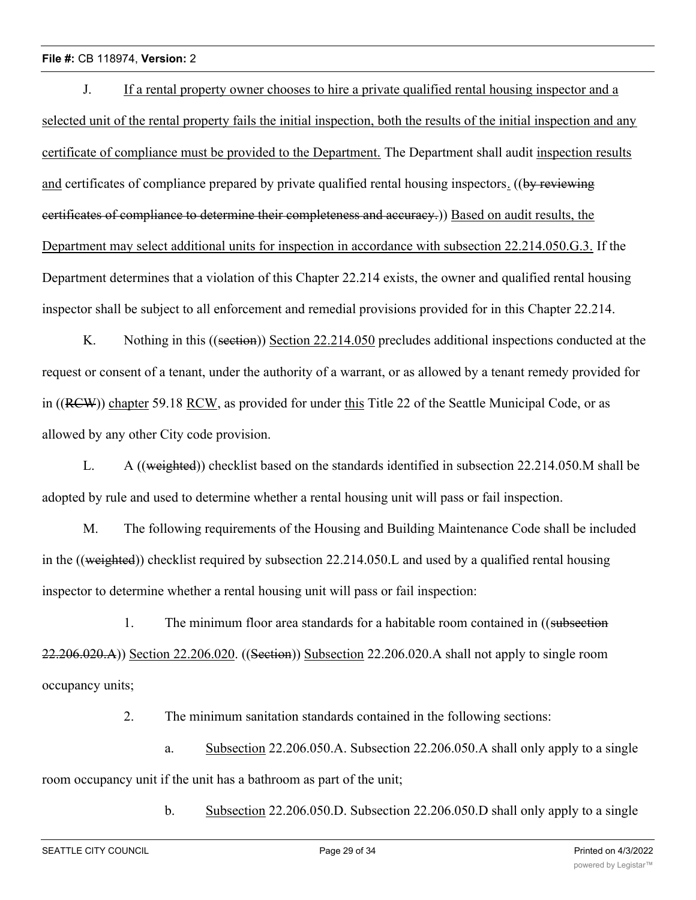J. If a rental property owner chooses to hire a private qualified rental housing inspector and a selected unit of the rental property fails the initial inspection, both the results of the initial inspection and any certificate of compliance must be provided to the Department. The Department shall audit inspection results and certificates of compliance prepared by private qualified rental housing inspectors. ((by reviewing certificates of compliance to determine their completeness and accuracy.)) Based on audit results, the Department may select additional units for inspection in accordance with subsection 22.214.050.G.3. If the Department determines that a violation of this Chapter 22.214 exists, the owner and qualified rental housing inspector shall be subject to all enforcement and remedial provisions provided for in this Chapter 22.214.

K. Nothing in this ((section)) Section 22.214.050 precludes additional inspections conducted at the request or consent of a tenant, under the authority of a warrant, or as allowed by a tenant remedy provided for in ((RCW)) chapter 59.18 RCW, as provided for under this Title 22 of the Seattle Municipal Code, or as allowed by any other City code provision.

L. A ((weighted)) checklist based on the standards identified in subsection 22.214.050.M shall be adopted by rule and used to determine whether a rental housing unit will pass or fail inspection.

M. The following requirements of the Housing and Building Maintenance Code shall be included in the ((weighted)) checklist required by subsection 22.214.050.L and used by a qualified rental housing inspector to determine whether a rental housing unit will pass or fail inspection:

1. The minimum floor area standards for a habitable room contained in ((subsection 22.206.020.A)) Section 22.206.020. ((Section)) Subsection 22.206.020.A shall not apply to single room occupancy units;

2. The minimum sanitation standards contained in the following sections:

a. Subsection 22.206.050.A. Subsection 22.206.050.A shall only apply to a single room occupancy unit if the unit has a bathroom as part of the unit;

b. Subsection 22.206.050.D. Subsection 22.206.050.D shall only apply to a single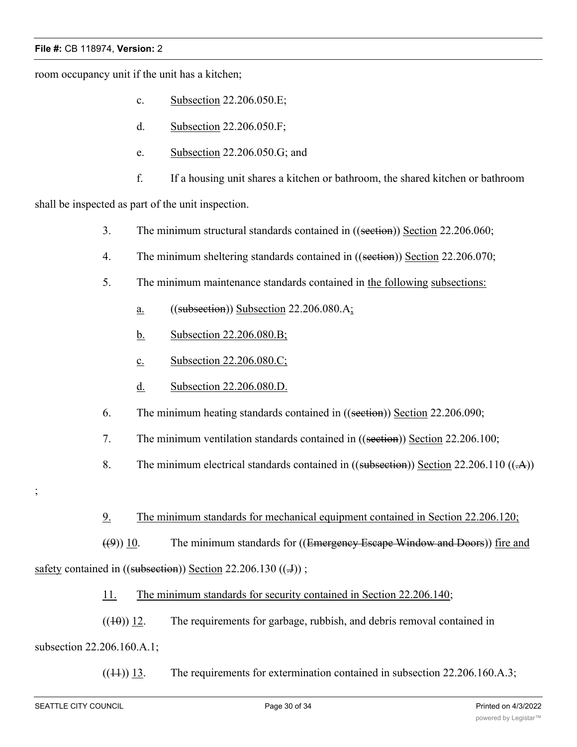room occupancy unit if the unit has a kitchen;

c. Subsection 22.206.050.E;

d. Subsection 22.206.050.F;

e. Subsection 22.206.050.G; and

f. If a housing unit shares a kitchen or bathroom, the shared kitchen or bathroom shall be inspected as part of the unit inspection.

3. The minimum structural standards contained in ((section)) Section 22.206.060;

4. The minimum sheltering standards contained in ((section)) Section 22.206.070;

5. The minimum maintenance standards contained in the following subsections:

a. ((subsection)) Subsection 22.206.080.A;

b. Subsection 22.206.080.B;

c. Subsection 22.206.080.C;

d. Subsection 22.206.080.D.

6. The minimum heating standards contained in ((section)) Section 22.206.090;

7. The minimum ventilation standards contained in ((section)) Section 22.206.100;

8. The minimum electrical standards contained in ((subsection)) Section 22.206.110 ((.A))

;

9. The minimum standards for mechanical equipment contained in Section 22.206.120;

((9)) 10. The minimum standards for ((Emergency Escape Window and Doors)) fire and safety contained in ((subsection)) Section 22.206.130 ((.J)) ;

11. The minimum standards for security contained in Section 22.206.140;

((10)) 12. The requirements for garbage, rubbish, and debris removal contained in subsection 22.206.160.A.1;

((11)) 13. The requirements for extermination contained in subsection 22.206.160.A.3;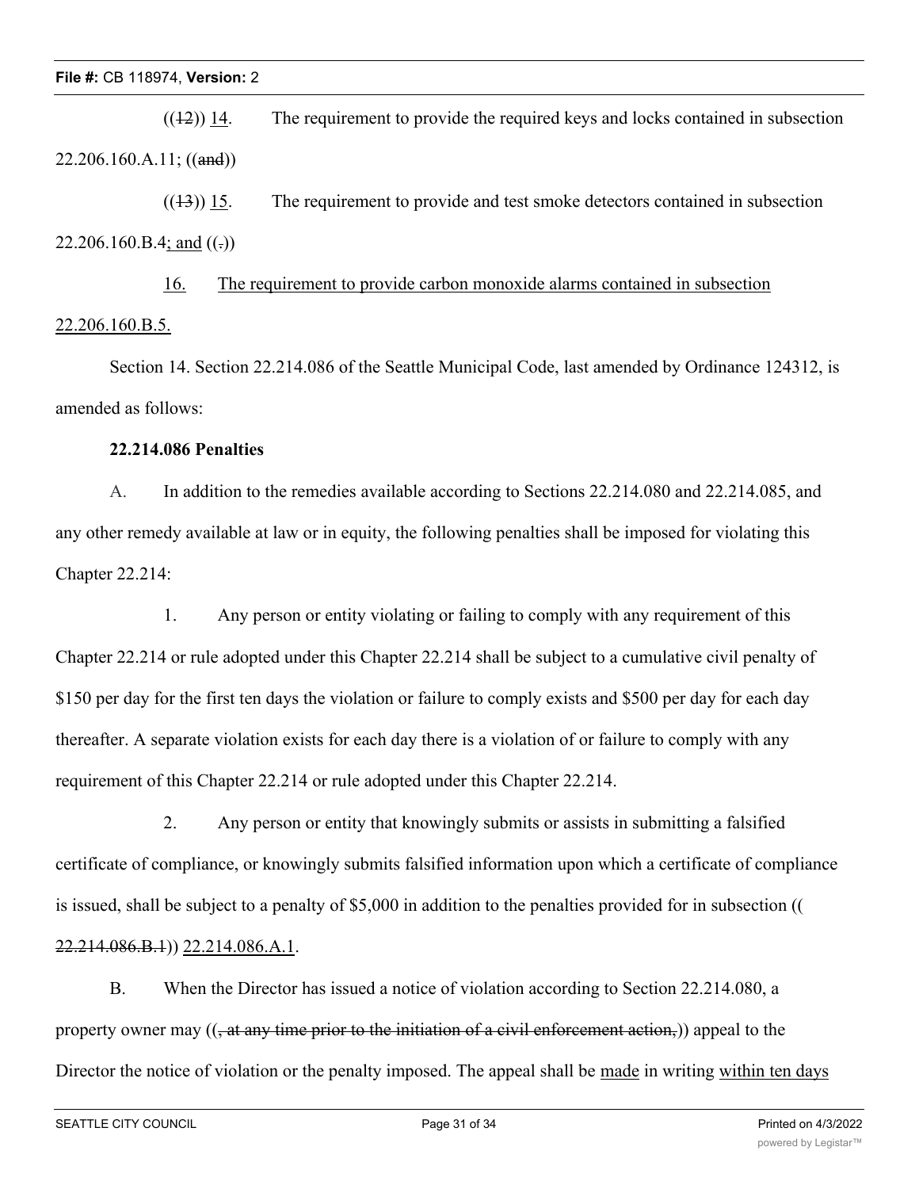((~~12~~)) 14. The requirement to provide the required keys and locks contained in subsection 22.206.160.A.11; ((~~and~~))

((~~13~~)) 15. The requirement to provide and test smoke detectors contained in subsection 22.206.160.B.4<u>; and</u> ((~~.~~))

<u>16. The requirement to provide carbon monoxide alarms contained in subsection 22.206.160.B.5.</u>

Section 14. Section 22.214.086 of the Seattle Municipal Code, last amended by Ordinance 124312, is amended as follows:

**22.214.086 Penalties**

A. In addition to the remedies available according to Sections 22.214.080 and 22.214.085, and any other remedy available at law or in equity, the following penalties shall be imposed for violating this Chapter 22.214:

1. Any person or entity violating or failing to comply with any requirement of this Chapter 22.214 or rule adopted under this Chapter 22.214 shall be subject to a cumulative civil penalty of $150 per day for the first ten days the violation or failure to comply exists and $500 per day for each day thereafter. A separate violation exists for each day there is a violation of or failure to comply with any requirement of this Chapter 22.214 or rule adopted under this Chapter 22.214.

2. Any person or entity that knowingly submits or assists in submitting a falsified certificate of compliance, or knowingly submits falsified information upon which a certificate of compliance is issued, shall be subject to a penalty of $5,000 in addition to the penalties provided for in subsection ((~~22.214.086.B.1~~)) <u>22.214.086.A.1</u>.

B. When the Director has issued a notice of violation according to Section 22.214.080, a property owner may ((~~, at any time prior to the initiation of a civil enforcement action,~~)) appeal to the Director the notice of violation or the penalty imposed. The appeal shall be <u>made</u> in writing <u>within ten days</u>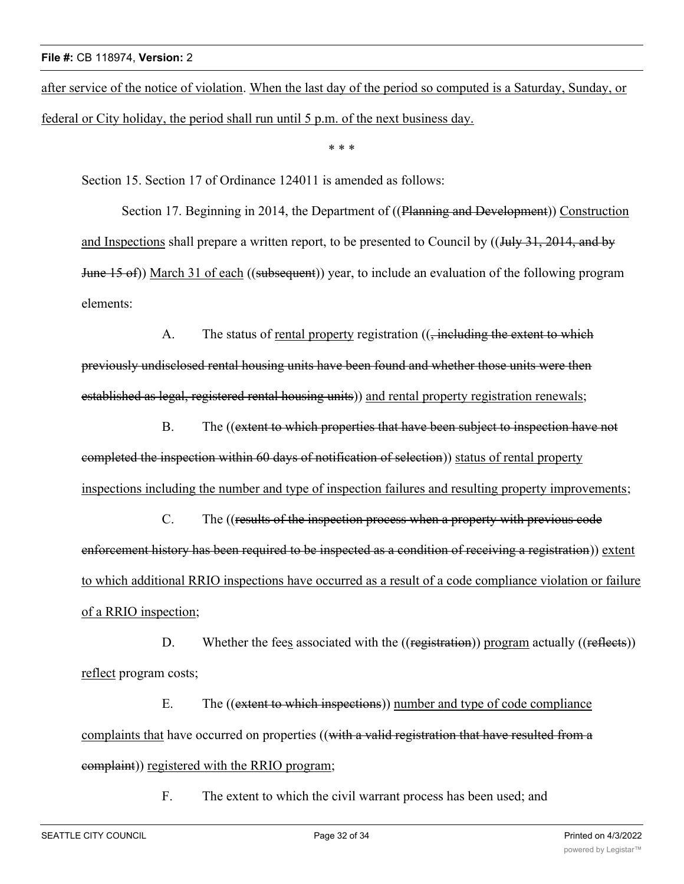<u>after service of the notice of violation</u>. <u>When the last day of the period so computed is a Saturday, Sunday, or federal or City holiday, the period shall run until 5 p.m. of the next business day.</u>

\* \* \*

Section 15. Section 17 of Ordinance 124011 is amended as follows:

Section 17. Beginning in 2014, the Department of ((~~Planning and Development~~)) <u>Construction and Inspections</u> shall prepare a written report, to be presented to Council by ((~~July 31, 2014, and by June 15 of~~)) <u>March 31 of each</u> ((~~subsequent~~)) year, to include an evaluation of the following program elements:

A. The status of <u>rental property</u> registration ((~~, including the extent to which previously undisclosed rental housing units have been found and whether those units were then established as legal, registered rental housing units~~)) <u>and rental property registration renewals</u>;

B. The ((~~extent to which properties that have been subject to inspection have not completed the inspection within 60 days of notification of selection~~)) <u>status of rental property inspections including the number and type of inspection failures and resulting property improvements</u>;

C. The ((~~results of the inspection process when a property with previous code enforcement history has been required to be inspected as a condition of receiving a registration~~)) <u>extent to which additional RRIO inspections have occurred as a result of a code compliance violation or failure of a RRIO inspection</u>;

D. Whether the fee<u>s</u> associated with the ((~~registration~~)) <u>program</u> actually ((~~reflects~~)) <u>reflect</u> program costs;

E. The ((~~extent to which inspections~~)) <u>number and type of code compliance complaints that</u> have occurred on properties ((~~with a valid registration that have resulted from a complaint~~)) <u>registered with the RRIO program</u>;

F. The extent to which the civil warrant process has been used; and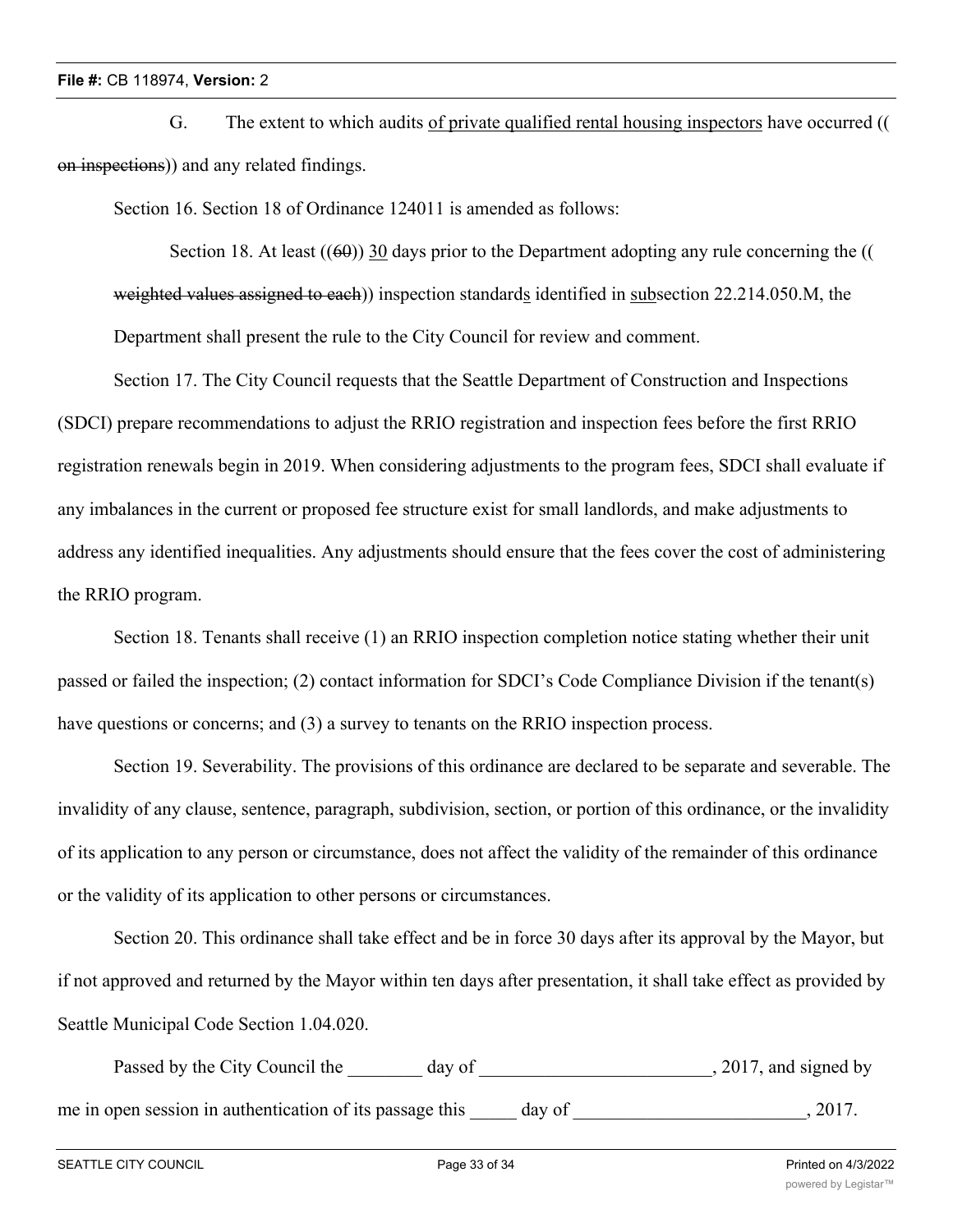G. The extent to which audits of private qualified rental housing inspectors have occurred ((on inspections)) and any related findings.

Section 16. Section 18 of Ordinance 124011 is amended as follows:

Section 18. At least ((60)) 30 days prior to the Department adopting any rule concerning the ((weighted values assigned to each)) inspection standards identified in subsection 22.214.050.M, the Department shall present the rule to the City Council for review and comment.

Section 17. The City Council requests that the Seattle Department of Construction and Inspections (SDCI) prepare recommendations to adjust the RRIO registration and inspection fees before the first RRIO registration renewals begin in 2019. When considering adjustments to the program fees, SDCI shall evaluate if any imbalances in the current or proposed fee structure exist for small landlords, and make adjustments to address any identified inequalities. Any adjustments should ensure that the fees cover the cost of administering the RRIO program.

Section 18. Tenants shall receive (1) an RRIO inspection completion notice stating whether their unit passed or failed the inspection; (2) contact information for SDCI's Code Compliance Division if the tenant(s) have questions or concerns; and (3) a survey to tenants on the RRIO inspection process.

Section 19. Severability. The provisions of this ordinance are declared to be separate and severable. The invalidity of any clause, sentence, paragraph, subdivision, section, or portion of this ordinance, or the invalidity of its application to any person or circumstance, does not affect the validity of the remainder of this ordinance or the validity of its application to other persons or circumstances.

Section 20. This ordinance shall take effect and be in force 30 days after its approval by the Mayor, but if not approved and returned by the Mayor within ten days after presentation, it shall take effect as provided by Seattle Municipal Code Section 1.04.020.

Passed by the City Council the ________ day of _________________________, 2017, and signed by me in open session in authentication of its passage this _____ day of _________________________, 2017.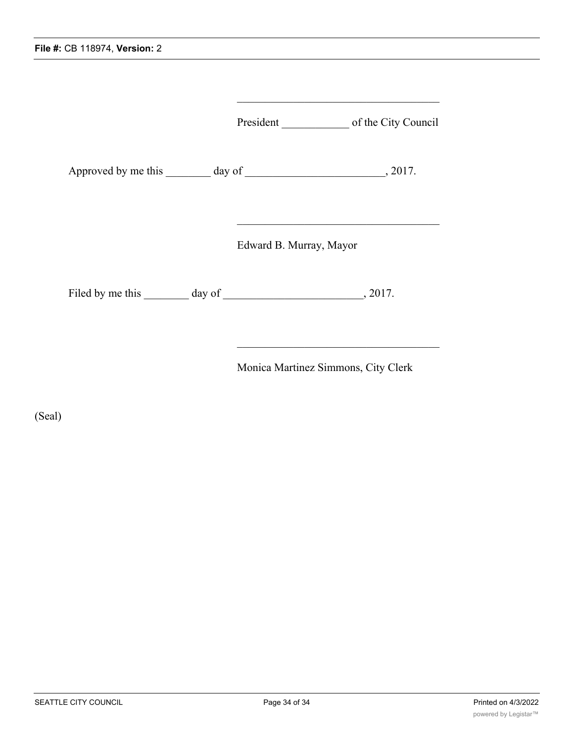\_\_\_\_\_\_\_\_\_\_\_\_\_\_\_\_\_\_\_\_\_\_\_\_\_\_\_\_\_\_\_\_\_\_\_\_\_

President \_\_\_\_\_\_\_\_\_\_\_\_ of the City Council

Approved by me this \_\_\_\_\_\_\_\_ day of \_\_\_\_\_\_\_\_\_\_\_\_\_\_\_\_\_\_\_\_\_\_\_\_\_, 2017.

\_\_\_\_\_\_\_\_\_\_\_\_\_\_\_\_\_\_\_\_\_\_\_\_\_\_\_\_\_\_\_\_\_\_\_\_\_

Edward B. Murray, Mayor

Filed by me this \_\_\_\_\_\_\_\_ day of \_\_\_\_\_\_\_\_\_\_\_\_\_\_\_\_\_\_\_\_\_\_\_\_\_, 2017.

\_\_\_\_\_\_\_\_\_\_\_\_\_\_\_\_\_\_\_\_\_\_\_\_\_\_\_\_\_\_\_\_\_\_\_\_\_

Monica Martinez Simmons, City Clerk

(Seal)